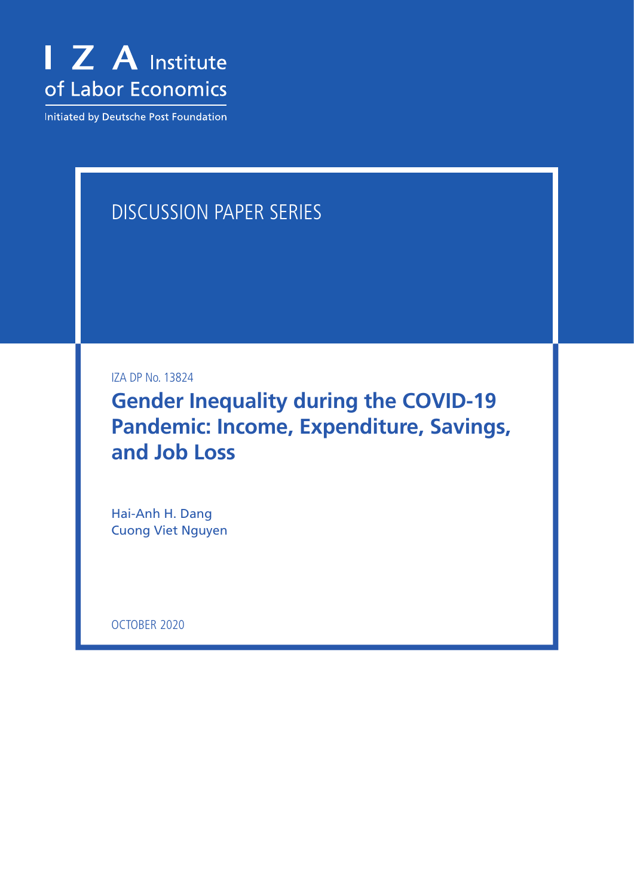I Z A Institute of Labor Economics

Initiated by Deutsche Post Foundation

DISCUSSION PAPER SERIES

IZA DP No. 13824

# Gender Inequality during the COVID-19 Pandemic: Income, Expenditure, Savings, and Job Loss

Hai-Anh H. Dang
Cuong Viet Nguyen

OCTOBER 2020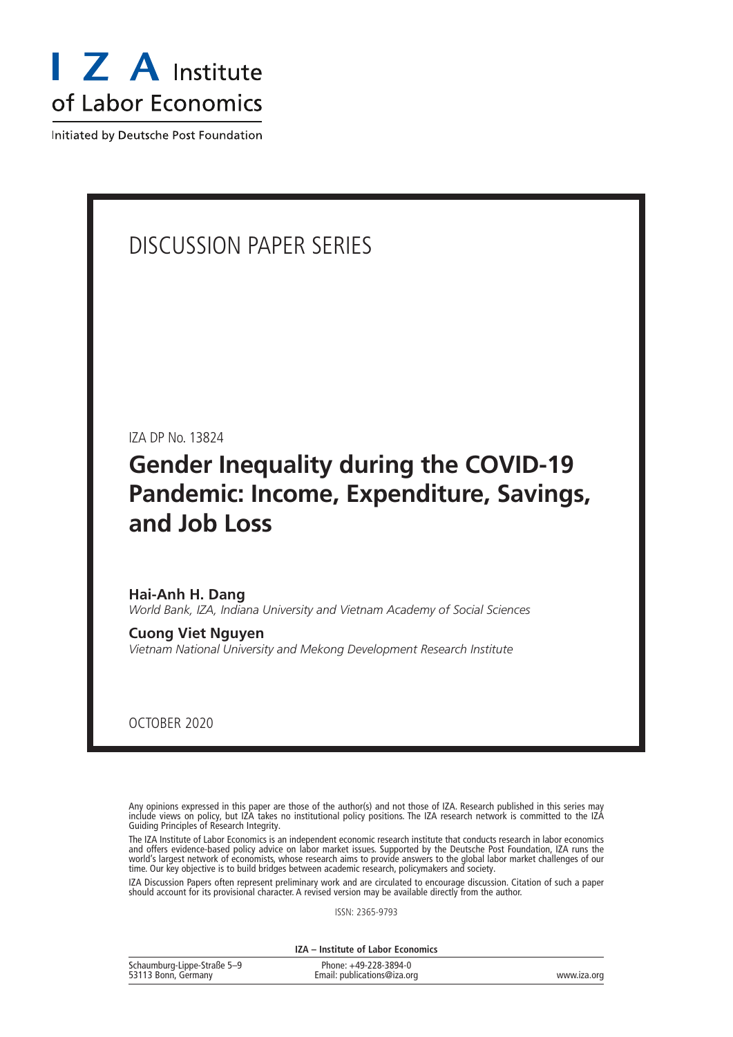# I Z A Institute of Labor Economics

Initiated by Deutsche Post Foundation

DISCUSSION PAPER SERIES

IZA DP No. 13824

# Gender Inequality during the COVID-19 Pandemic: Income, Expenditure, Savings, and Job Loss

**Hai-Anh H. Dang**
*World Bank, IZA, Indiana University and Vietnam Academy of Social Sciences*

**Cuong Viet Nguyen**
*Vietnam National University and Mekong Development Research Institute*

OCTOBER 2020

Any opinions expressed in this paper are those of the author(s) and not those of IZA. Research published in this series may include views on policy, but IZA takes no institutional policy positions. The IZA research network is committed to the IZA Guiding Principles of Research Integrity.

The IZA Institute of Labor Economics is an independent economic research institute that conducts research in labor economics and offers evidence-based policy advice on labor market issues. Supported by the Deutsche Post Foundation, IZA runs the world's largest network of economists, whose research aims to provide answers to the global labor market challenges of our time. Our key objective is to build bridges between academic research, policymakers and society.

IZA Discussion Papers often represent preliminary work and are circulated to encourage discussion. Citation of such a paper should account for its provisional character. A revised version may be available directly from the author.

ISSN: 2365-9793

**IZA – Institute of Labor Economics**

Schaumburg-Lippe-Straße 5–9
53113 Bonn, Germany

Phone: +49-228-3894-0
Email: publications@iza.org

www.iza.org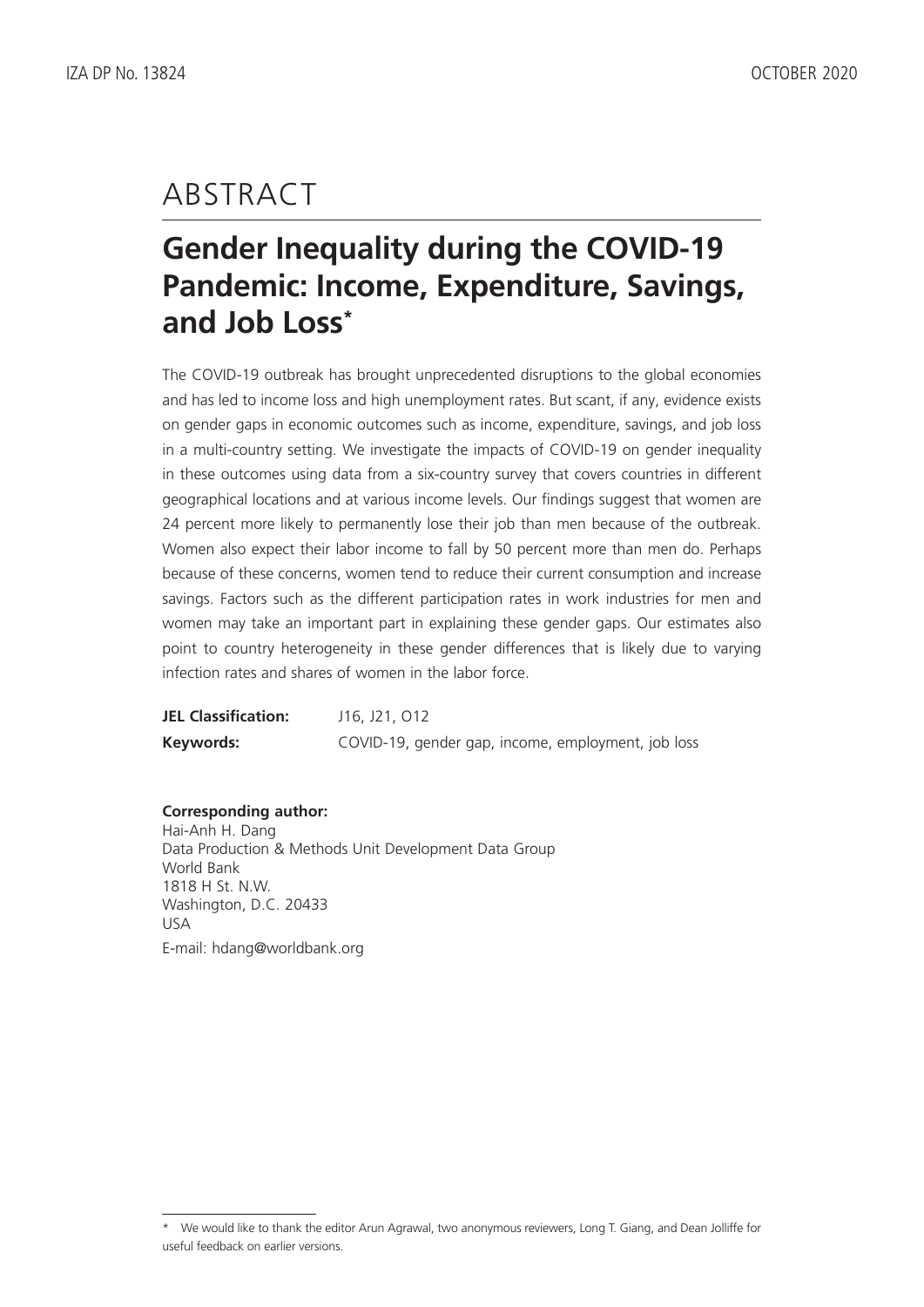# ABSTRACT

## Gender Inequality during the COVID-19 Pandemic: Income, Expenditure, Savings, and Job Loss*

The COVID-19 outbreak has brought unprecedented disruptions to the global economies and has led to income loss and high unemployment rates. But scant, if any, evidence exists on gender gaps in economic outcomes such as income, expenditure, savings, and job loss in a multi-country setting. We investigate the impacts of COVID-19 on gender inequality in these outcomes using data from a six-country survey that covers countries in different geographical locations and at various income levels. Our findings suggest that women are 24 percent more likely to permanently lose their job than men because of the outbreak. Women also expect their labor income to fall by 50 percent more than men do. Perhaps because of these concerns, women tend to reduce their current consumption and increase savings. Factors such as the different participation rates in work industries for men and women may take an important part in explaining these gender gaps. Our estimates also point to country heterogeneity in these gender differences that is likely due to varying infection rates and shares of women in the labor force.

| | |
|---|---|
| **JEL Classification:** | J16, J21, O12 |
| **Keywords:** | COVID-19, gender gap, income, employment, job loss |

**Corresponding author:**
Hai-Anh H. Dang
Data Production & Methods Unit Development Data Group
World Bank
1818 H St. N.W.
Washington, D.C. 20433
USA
E-mail: hdang@worldbank.org

* We would like to thank the editor Arun Agrawal, two anonymous reviewers, Long T. Giang, and Dean Jolliffe for useful feedback on earlier versions.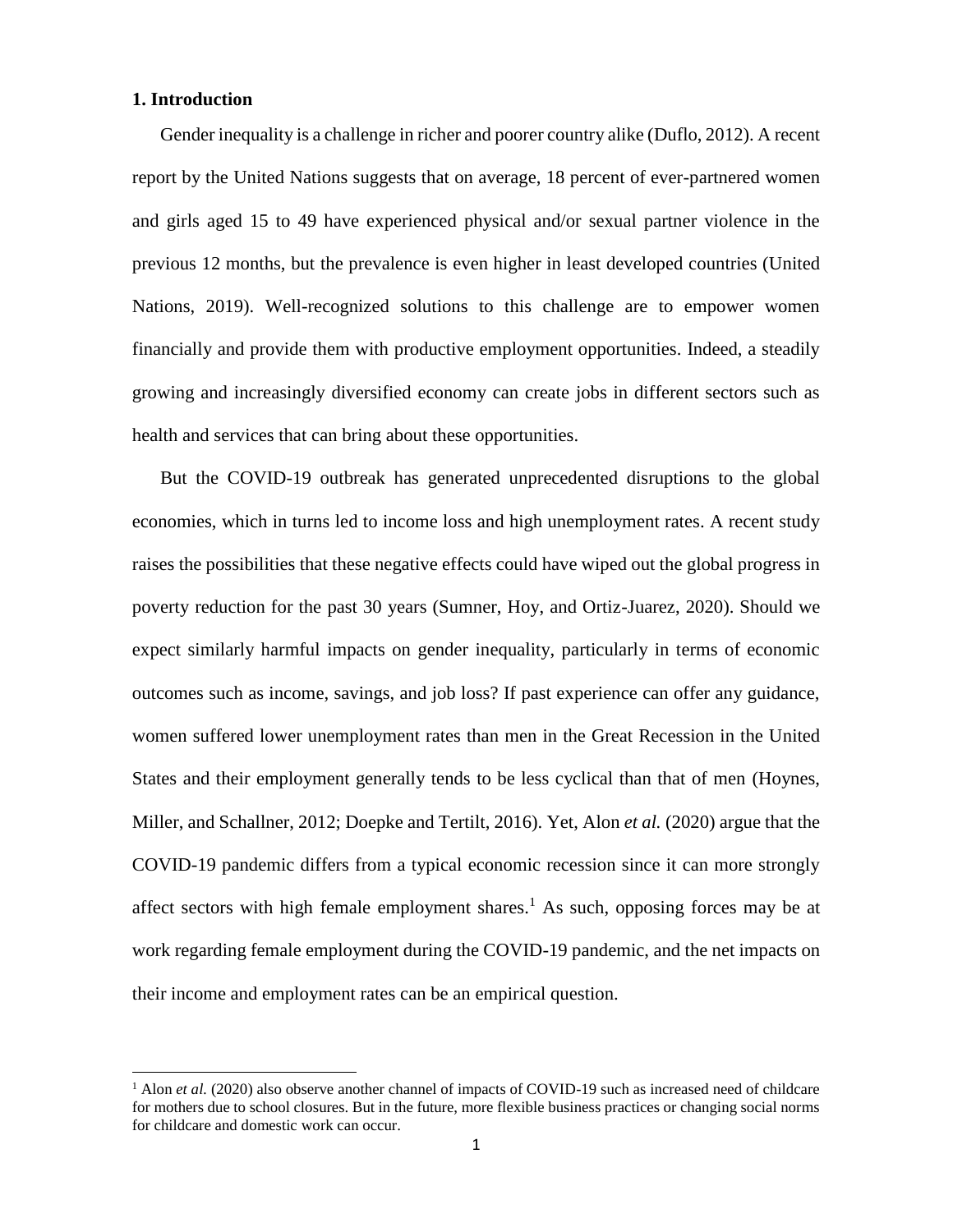## 1. Introduction

Gender inequality is a challenge in richer and poorer country alike (Duflo, 2012). A recent report by the United Nations suggests that on average, 18 percent of ever-partnered women and girls aged 15 to 49 have experienced physical and/or sexual partner violence in the previous 12 months, but the prevalence is even higher in least developed countries (United Nations, 2019). Well-recognized solutions to this challenge are to empower women financially and provide them with productive employment opportunities. Indeed, a steadily growing and increasingly diversified economy can create jobs in different sectors such as health and services that can bring about these opportunities.

But the COVID-19 outbreak has generated unprecedented disruptions to the global economies, which in turns led to income loss and high unemployment rates. A recent study raises the possibilities that these negative effects could have wiped out the global progress in poverty reduction for the past 30 years (Sumner, Hoy, and Ortiz-Juarez, 2020). Should we expect similarly harmful impacts on gender inequality, particularly in terms of economic outcomes such as income, savings, and job loss? If past experience can offer any guidance, women suffered lower unemployment rates than men in the Great Recession in the United States and their employment generally tends to be less cyclical than that of men (Hoynes, Miller, and Schallner, 2012; Doepke and Tertilt, 2016). Yet, Alon *et al.* (2020) argue that the COVID-19 pandemic differs from a typical economic recession since it can more strongly affect sectors with high female employment shares.[1] As such, opposing forces may be at work regarding female employment during the COVID-19 pandemic, and the net impacts on their income and employment rates can be an empirical question.

[1] Alon *et al.* (2020) also observe another channel of impacts of COVID-19 such as increased need of childcare for mothers due to school closures. But in the future, more flexible business practices or changing social norms for childcare and domestic work can occur.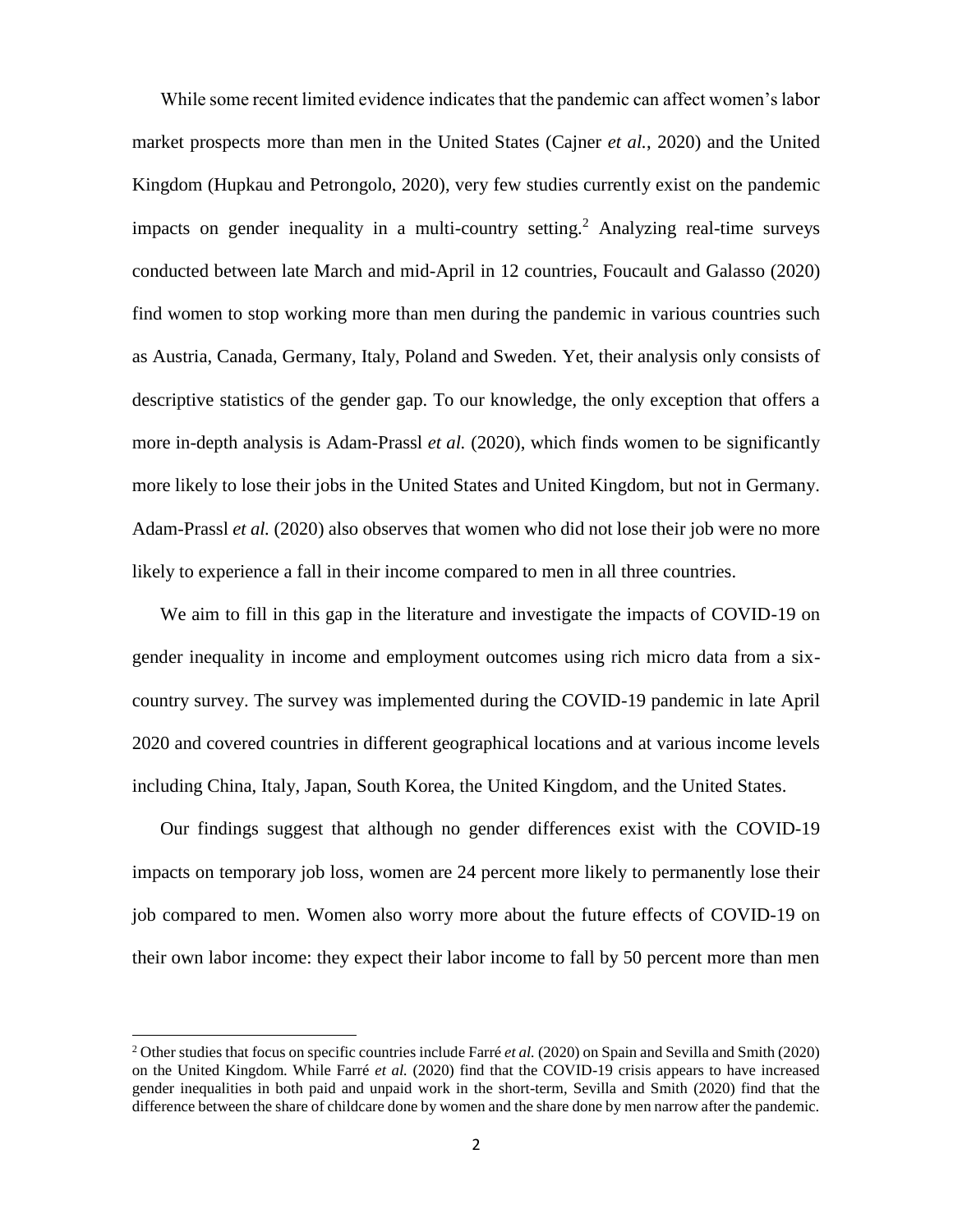While some recent limited evidence indicates that the pandemic can affect women's labor market prospects more than men in the United States (Cajner *et al.*, 2020) and the United Kingdom (Hupkau and Petrongolo, 2020), very few studies currently exist on the pandemic impacts on gender inequality in a multi-country setting.[2] Analyzing real-time surveys conducted between late March and mid-April in 12 countries, Foucault and Galasso (2020) find women to stop working more than men during the pandemic in various countries such as Austria, Canada, Germany, Italy, Poland and Sweden. Yet, their analysis only consists of descriptive statistics of the gender gap. To our knowledge, the only exception that offers a more in-depth analysis is Adam-Prassl *et al.* (2020), which finds women to be significantly more likely to lose their jobs in the United States and United Kingdom, but not in Germany. Adam-Prassl *et al.* (2020) also observes that women who did not lose their job were no more likely to experience a fall in their income compared to men in all three countries.

We aim to fill in this gap in the literature and investigate the impacts of COVID-19 on gender inequality in income and employment outcomes using rich micro data from a six-country survey. The survey was implemented during the COVID-19 pandemic in late April 2020 and covered countries in different geographical locations and at various income levels including China, Italy, Japan, South Korea, the United Kingdom, and the United States.

Our findings suggest that although no gender differences exist with the COVID-19 impacts on temporary job loss, women are 24 percent more likely to permanently lose their job compared to men. Women also worry more about the future effects of COVID-19 on their own labor income: they expect their labor income to fall by 50 percent more than men

[2] Other studies that focus on specific countries include Farré *et al.* (2020) on Spain and Sevilla and Smith (2020) on the United Kingdom. While Farré *et al.* (2020) find that the COVID-19 crisis appears to have increased gender inequalities in both paid and unpaid work in the short-term, Sevilla and Smith (2020) find that the difference between the share of childcare done by women and the share done by men narrow after the pandemic.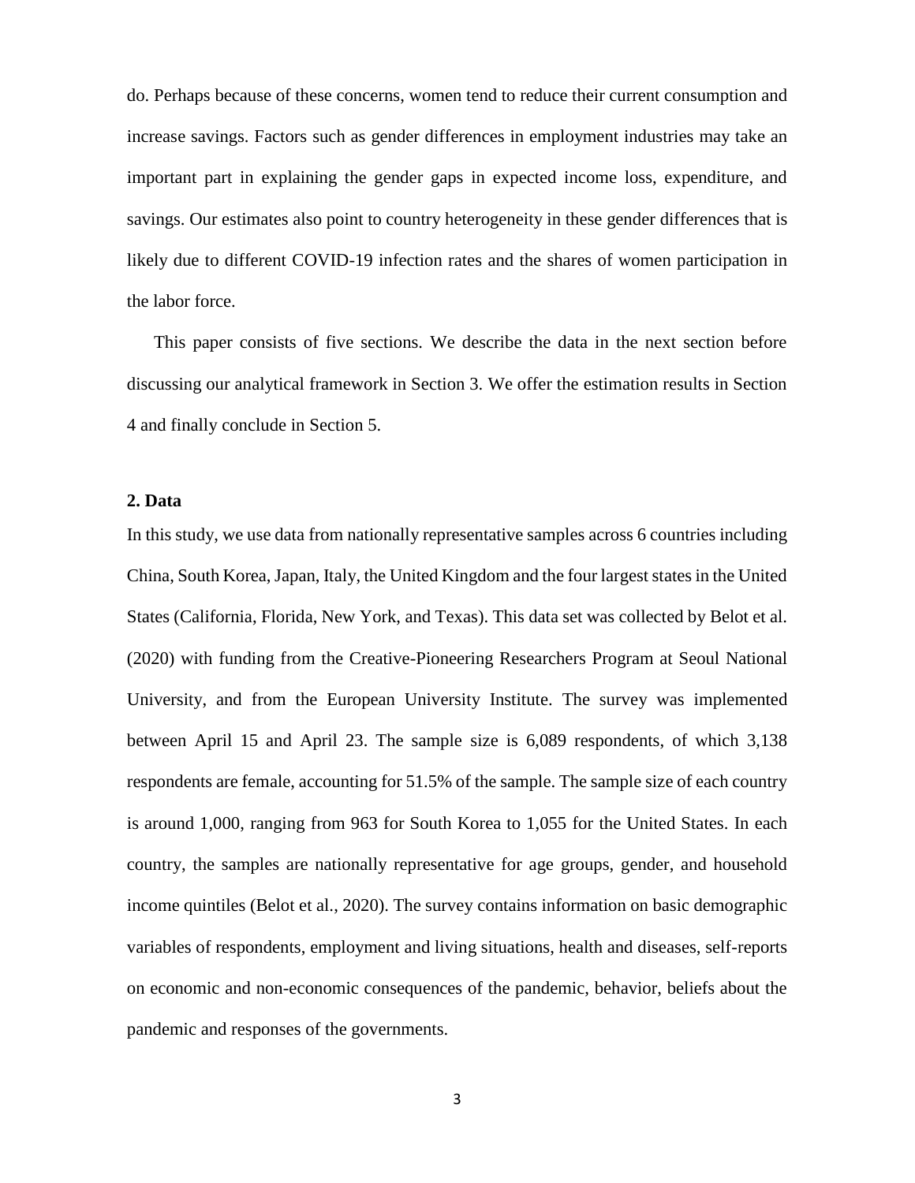do. Perhaps because of these concerns, women tend to reduce their current consumption and increase savings. Factors such as gender differences in employment industries may take an important part in explaining the gender gaps in expected income loss, expenditure, and savings. Our estimates also point to country heterogeneity in these gender differences that is likely due to different COVID-19 infection rates and the shares of women participation in the labor force.

This paper consists of five sections. We describe the data in the next section before discussing our analytical framework in Section 3. We offer the estimation results in Section 4 and finally conclude in Section 5.

## 2. Data

In this study, we use data from nationally representative samples across 6 countries including China, South Korea, Japan, Italy, the United Kingdom and the four largest states in the United States (California, Florida, New York, and Texas). This data set was collected by Belot et al. (2020) with funding from the Creative-Pioneering Researchers Program at Seoul National University, and from the European University Institute. The survey was implemented between April 15 and April 23. The sample size is 6,089 respondents, of which 3,138 respondents are female, accounting for 51.5% of the sample. The sample size of each country is around 1,000, ranging from 963 for South Korea to 1,055 for the United States. In each country, the samples are nationally representative for age groups, gender, and household income quintiles (Belot et al., 2020). The survey contains information on basic demographic variables of respondents, employment and living situations, health and diseases, self-reports on economic and non-economic consequences of the pandemic, behavior, beliefs about the pandemic and responses of the governments.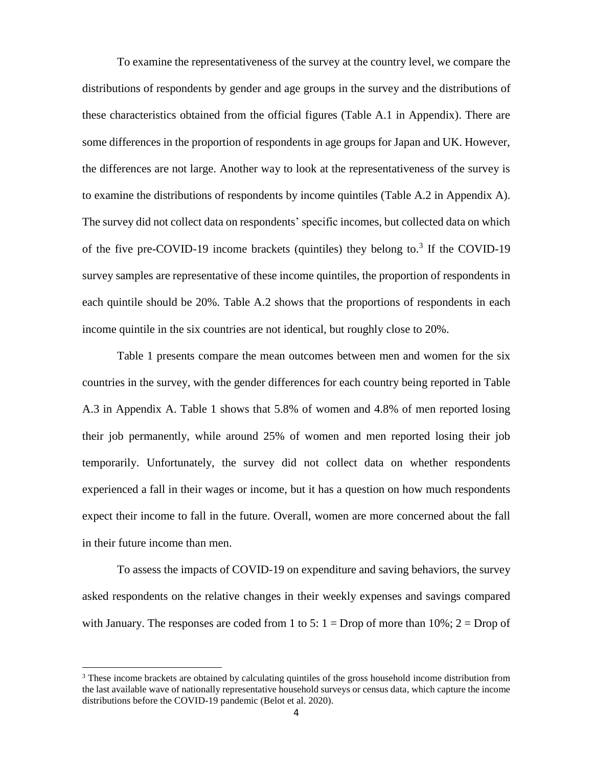To examine the representativeness of the survey at the country level, we compare the distributions of respondents by gender and age groups in the survey and the distributions of these characteristics obtained from the official figures (Table A.1 in Appendix). There are some differences in the proportion of respondents in age groups for Japan and UK. However, the differences are not large. Another way to look at the representativeness of the survey is to examine the distributions of respondents by income quintiles (Table A.2 in Appendix A). The survey did not collect data on respondents' specific incomes, but collected data on which of the five pre-COVID-19 income brackets (quintiles) they belong to.[3] If the COVID-19 survey samples are representative of these income quintiles, the proportion of respondents in each quintile should be 20%. Table A.2 shows that the proportions of respondents in each income quintile in the six countries are not identical, but roughly close to 20%.

Table 1 presents compare the mean outcomes between men and women for the six countries in the survey, with the gender differences for each country being reported in Table A.3 in Appendix A. Table 1 shows that 5.8% of women and 4.8% of men reported losing their job permanently, while around 25% of women and men reported losing their job temporarily. Unfortunately, the survey did not collect data on whether respondents experienced a fall in their wages or income, but it has a question on how much respondents expect their income to fall in the future. Overall, women are more concerned about the fall in their future income than men.

To assess the impacts of COVID-19 on expenditure and saving behaviors, the survey asked respondents on the relative changes in their weekly expenses and savings compared with January. The responses are coded from 1 to 5: 1 = Drop of more than 10%; 2 = Drop of

[3] These income brackets are obtained by calculating quintiles of the gross household income distribution from the last available wave of nationally representative household surveys or census data, which capture the income distributions before the COVID-19 pandemic (Belot et al. 2020).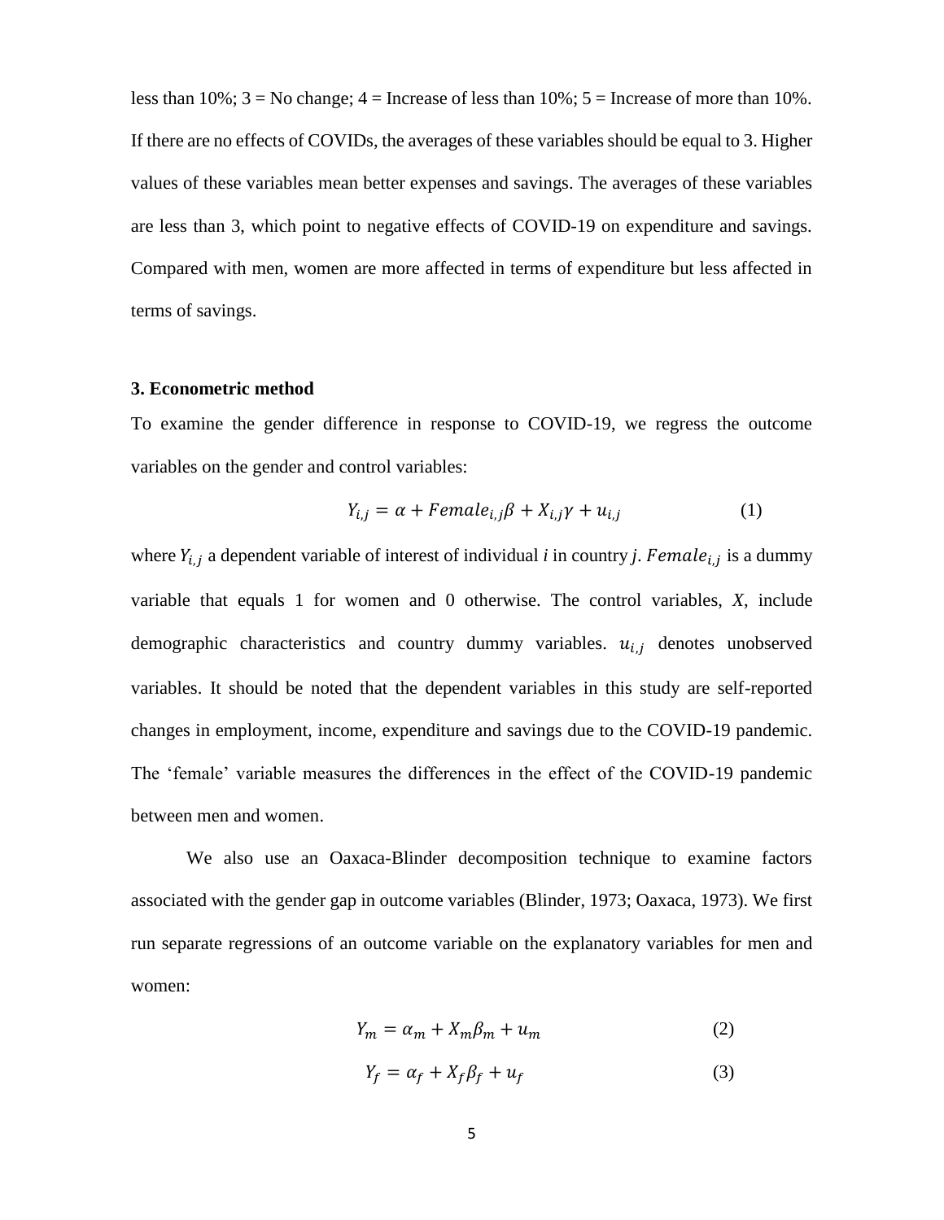less than 10%; 3 = No change; 4 = Increase of less than 10%; 5 = Increase of more than 10%. If there are no effects of COVIDs, the averages of these variables should be equal to 3. Higher values of these variables mean better expenses and savings. The averages of these variables are less than 3, which point to negative effects of COVID-19 on expenditure and savings. Compared with men, women are more affected in terms of expenditure but less affected in terms of savings.

### 3. Econometric method

To examine the gender difference in response to COVID-19, we regress the outcome variables on the gender and control variables:

$$Y_{i,j} = \alpha + Female_{i,j}\beta + X_{i,j}\gamma + u_{i,j} \tag{1}$$

where $Y_{i,j}$ a dependent variable of interest of individual *i* in country *j*. $Female_{i,j}$ is a dummy variable that equals 1 for women and 0 otherwise. The control variables, $X$, include demographic characteristics and country dummy variables. $u_{i,j}$ denotes unobserved variables. It should be noted that the dependent variables in this study are self-reported changes in employment, income, expenditure and savings due to the COVID-19 pandemic. The 'female' variable measures the differences in the effect of the COVID-19 pandemic between men and women.

We also use an Oaxaca-Blinder decomposition technique to examine factors associated with the gender gap in outcome variables (Blinder, 1973; Oaxaca, 1973). We first run separate regressions of an outcome variable on the explanatory variables for men and women:

$$Y_m = \alpha_m + X_m\beta_m + u_m \tag{2}$$

$$Y_f = \alpha_f + X_f\beta_f + u_f \tag{3}$$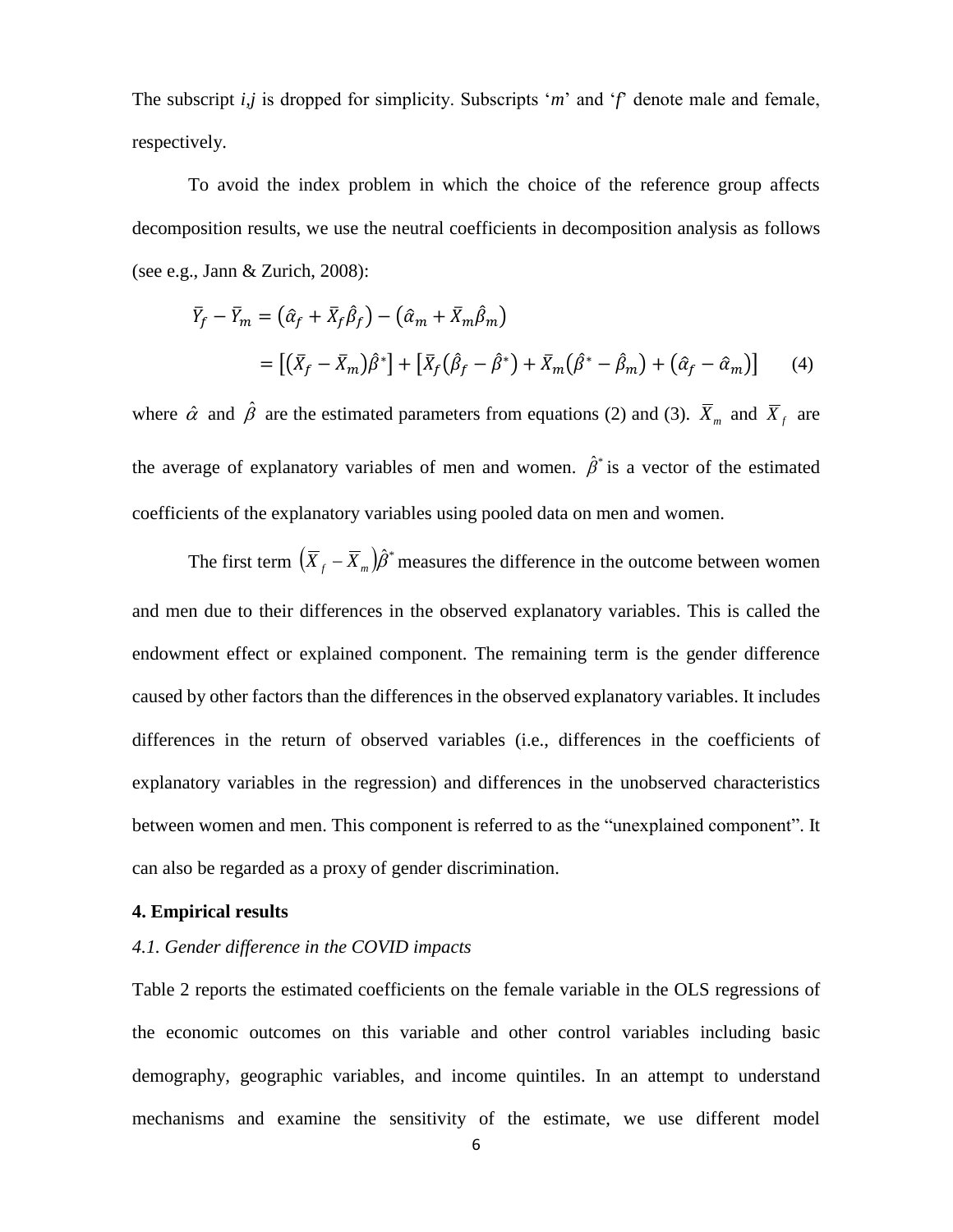The subscript $i,j$ is dropped for simplicity. Subscripts '$m$' and '$f$' denote male and female, respectively.

To avoid the index problem in which the choice of the reference group affects decomposition results, we use the neutral coefficients in decomposition analysis as follows (see e.g., Jann & Zurich, 2008):

$$\bar{Y}_f - \bar{Y}_m = (\hat{\alpha}_f + \bar{X}_f\hat{\beta}_f) - (\hat{\alpha}_m + \bar{X}_m\hat{\beta}_m)$$

$$= [(\bar{X}_f - \bar{X}_m)\hat{\beta}^*] + [\bar{X}_f(\hat{\beta}_f - \hat{\beta}^*) + \bar{X}_m(\hat{\beta}^* - \hat{\beta}_m) + (\hat{\alpha}_f - \hat{\alpha}_m)] \quad (4)$$

where $\hat{\alpha}$ and $\hat{\beta}$ are the estimated parameters from equations (2) and (3). $\bar{X}_m$ and $\bar{X}_f$ are the average of explanatory variables of men and women. $\hat{\beta}^*$ is a vector of the estimated coefficients of the explanatory variables using pooled data on men and women.

The first term $(\bar{X}_f - \bar{X}_m)\hat{\beta}^*$ measures the difference in the outcome between women and men due to their differences in the observed explanatory variables. This is called the endowment effect or explained component. The remaining term is the gender difference caused by other factors than the differences in the observed explanatory variables. It includes differences in the return of observed variables (i.e., differences in the coefficients of explanatory variables in the regression) and differences in the unobserved characteristics between women and men. This component is referred to as the "unexplained component". It can also be regarded as a proxy of gender discrimination.

## 4. Empirical results

### *4.1. Gender difference in the COVID impacts*

Table 2 reports the estimated coefficients on the female variable in the OLS regressions of the economic outcomes on this variable and other control variables including basic demography, geographic variables, and income quintiles. In an attempt to understand mechanisms and examine the sensitivity of the estimate, we use different model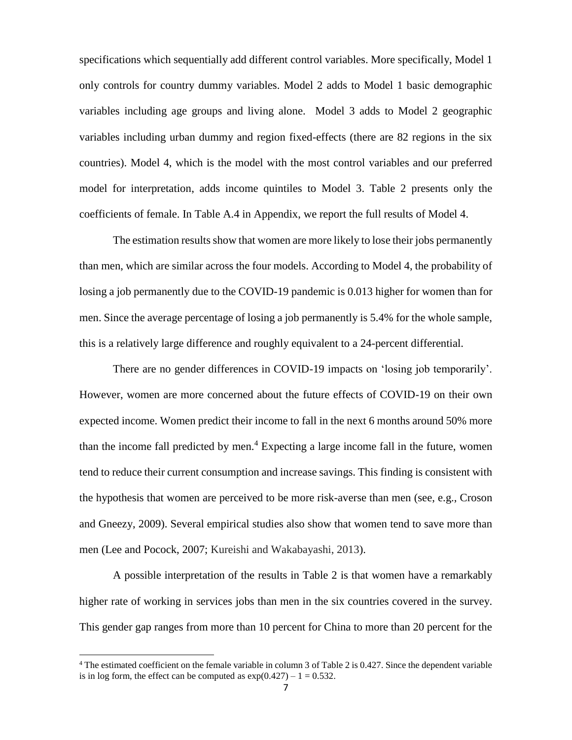specifications which sequentially add different control variables. More specifically, Model 1 only controls for country dummy variables. Model 2 adds to Model 1 basic demographic variables including age groups and living alone. Model 3 adds to Model 2 geographic variables including urban dummy and region fixed-effects (there are 82 regions in the six countries). Model 4, which is the model with the most control variables and our preferred model for interpretation, adds income quintiles to Model 3. Table 2 presents only the coefficients of female. In Table A.4 in Appendix, we report the full results of Model 4.

The estimation results show that women are more likely to lose their jobs permanently than men, which are similar across the four models. According to Model 4, the probability of losing a job permanently due to the COVID-19 pandemic is 0.013 higher for women than for men. Since the average percentage of losing a job permanently is 5.4% for the whole sample, this is a relatively large difference and roughly equivalent to a 24-percent differential.

There are no gender differences in COVID-19 impacts on 'losing job temporarily'. However, women are more concerned about the future effects of COVID-19 on their own expected income. Women predict their income to fall in the next 6 months around 50% more than the income fall predicted by men.[4] Expecting a large income fall in the future, women tend to reduce their current consumption and increase savings. This finding is consistent with the hypothesis that women are perceived to be more risk-averse than men (see, e.g., Croson and Gneezy, 2009). Several empirical studies also show that women tend to save more than men (Lee and Pocock, 2007; Kureishi and Wakabayashi, 2013).

A possible interpretation of the results in Table 2 is that women have a remarkably higher rate of working in services jobs than men in the six countries covered in the survey. This gender gap ranges from more than 10 percent for China to more than 20 percent for the

[4] The estimated coefficient on the female variable in column 3 of Table 2 is 0.427. Since the dependent variable is in log form, the effect can be computed as $\exp(0.427) - 1 = 0.532$.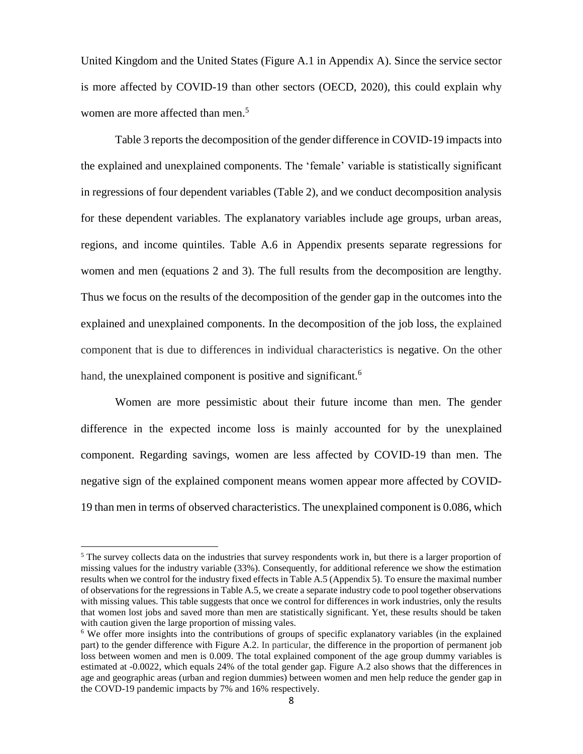United Kingdom and the United States (Figure A.1 in Appendix A). Since the service sector is more affected by COVID-19 than other sectors (OECD, 2020), this could explain why women are more affected than men.[5]

Table 3 reports the decomposition of the gender difference in COVID-19 impacts into the explained and unexplained components. The 'female' variable is statistically significant in regressions of four dependent variables (Table 2), and we conduct decomposition analysis for these dependent variables. The explanatory variables include age groups, urban areas, regions, and income quintiles. Table A.6 in Appendix presents separate regressions for women and men (equations 2 and 3). The full results from the decomposition are lengthy. Thus we focus on the results of the decomposition of the gender gap in the outcomes into the explained and unexplained components. In the decomposition of the job loss, the explained component that is due to differences in individual characteristics is negative. On the other hand, the unexplained component is positive and significant.[6]

Women are more pessimistic about their future income than men. The gender difference in the expected income loss is mainly accounted for by the unexplained component. Regarding savings, women are less affected by COVID-19 than men. The negative sign of the explained component means women appear more affected by COVID-19 than men in terms of observed characteristics. The unexplained component is 0.086, which

---

[5] The survey collects data on the industries that survey respondents work in, but there is a larger proportion of missing values for the industry variable (33%). Consequently, for additional reference we show the estimation results when we control for the industry fixed effects in Table A.5 (Appendix 5). To ensure the maximal number of observations for the regressions in Table A.5, we create a separate industry code to pool together observations with missing values. This table suggests that once we control for differences in work industries, only the results that women lost jobs and saved more than men are statistically significant. Yet, these results should be taken with caution given the large proportion of missing vales.

[6] We offer more insights into the contributions of groups of specific explanatory variables (in the explained part) to the gender difference with Figure A.2. In particular, the difference in the proportion of permanent job loss between women and men is 0.009. The total explained component of the age group dummy variables is estimated at -0.0022, which equals 24% of the total gender gap. Figure A.2 also shows that the differences in age and geographic areas (urban and region dummies) between women and men help reduce the gender gap in the COVD-19 pandemic impacts by 7% and 16% respectively.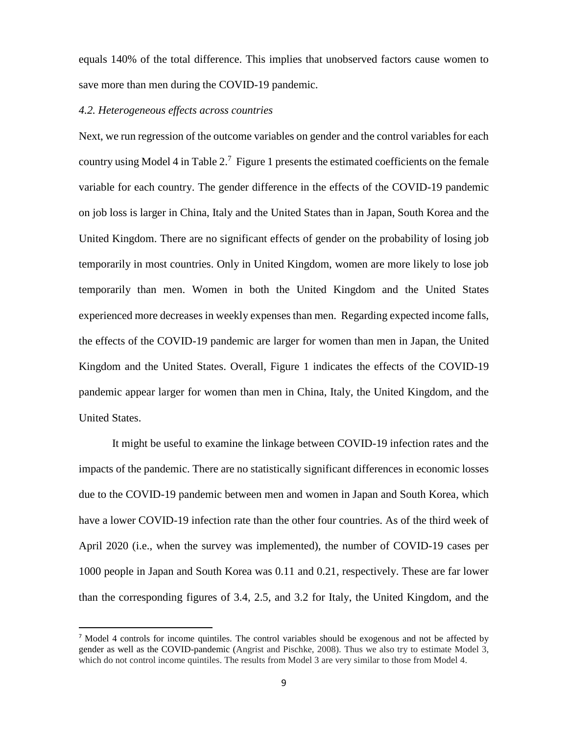equals 140% of the total difference. This implies that unobserved factors cause women to save more than men during the COVID-19 pandemic.

### *4.2. Heterogeneous effects across countries*

Next, we run regression of the outcome variables on gender and the control variables for each country using Model 4 in Table 2.[7] Figure 1 presents the estimated coefficients on the female variable for each country. The gender difference in the effects of the COVID-19 pandemic on job loss is larger in China, Italy and the United States than in Japan, South Korea and the United Kingdom. There are no significant effects of gender on the probability of losing job temporarily in most countries. Only in United Kingdom, women are more likely to lose job temporarily than men. Women in both the United Kingdom and the United States experienced more decreases in weekly expenses than men. Regarding expected income falls, the effects of the COVID-19 pandemic are larger for women than men in Japan, the United Kingdom and the United States. Overall, Figure 1 indicates the effects of the COVID-19 pandemic appear larger for women than men in China, Italy, the United Kingdom, and the United States.

It might be useful to examine the linkage between COVID-19 infection rates and the impacts of the pandemic. There are no statistically significant differences in economic losses due to the COVID-19 pandemic between men and women in Japan and South Korea, which have a lower COVID-19 infection rate than the other four countries. As of the third week of April 2020 (i.e., when the survey was implemented), the number of COVID-19 cases per 1000 people in Japan and South Korea was 0.11 and 0.21, respectively. These are far lower than the corresponding figures of 3.4, 2.5, and 3.2 for Italy, the United Kingdom, and the

[7] Model 4 controls for income quintiles. The control variables should be exogenous and not be affected by gender as well as the COVID-pandemic (Angrist and Pischke, 2008). Thus we also try to estimate Model 3, which do not control income quintiles. The results from Model 3 are very similar to those from Model 4.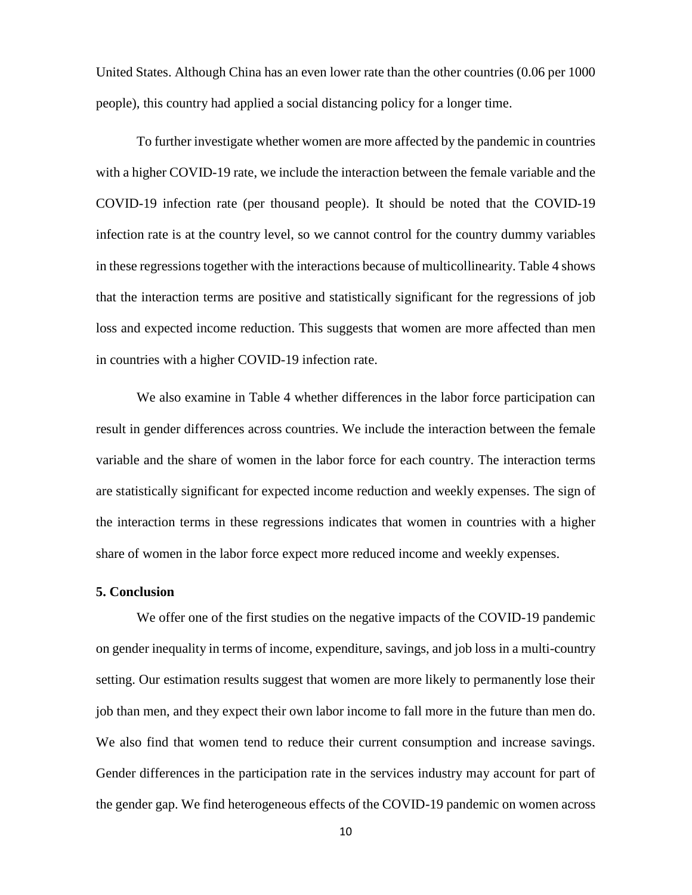United States. Although China has an even lower rate than the other countries (0.06 per 1000 people), this country had applied a social distancing policy for a longer time.

To further investigate whether women are more affected by the pandemic in countries with a higher COVID-19 rate, we include the interaction between the female variable and the COVID-19 infection rate (per thousand people). It should be noted that the COVID-19 infection rate is at the country level, so we cannot control for the country dummy variables in these regressions together with the interactions because of multicollinearity. Table 4 shows that the interaction terms are positive and statistically significant for the regressions of job loss and expected income reduction. This suggests that women are more affected than men in countries with a higher COVID-19 infection rate.

We also examine in Table 4 whether differences in the labor force participation can result in gender differences across countries. We include the interaction between the female variable and the share of women in the labor force for each country. The interaction terms are statistically significant for expected income reduction and weekly expenses. The sign of the interaction terms in these regressions indicates that women in countries with a higher share of women in the labor force expect more reduced income and weekly expenses.

## 5. Conclusion

We offer one of the first studies on the negative impacts of the COVID-19 pandemic on gender inequality in terms of income, expenditure, savings, and job loss in a multi-country setting. Our estimation results suggest that women are more likely to permanently lose their job than men, and they expect their own labor income to fall more in the future than men do. We also find that women tend to reduce their current consumption and increase savings. Gender differences in the participation rate in the services industry may account for part of the gender gap. We find heterogeneous effects of the COVID-19 pandemic on women across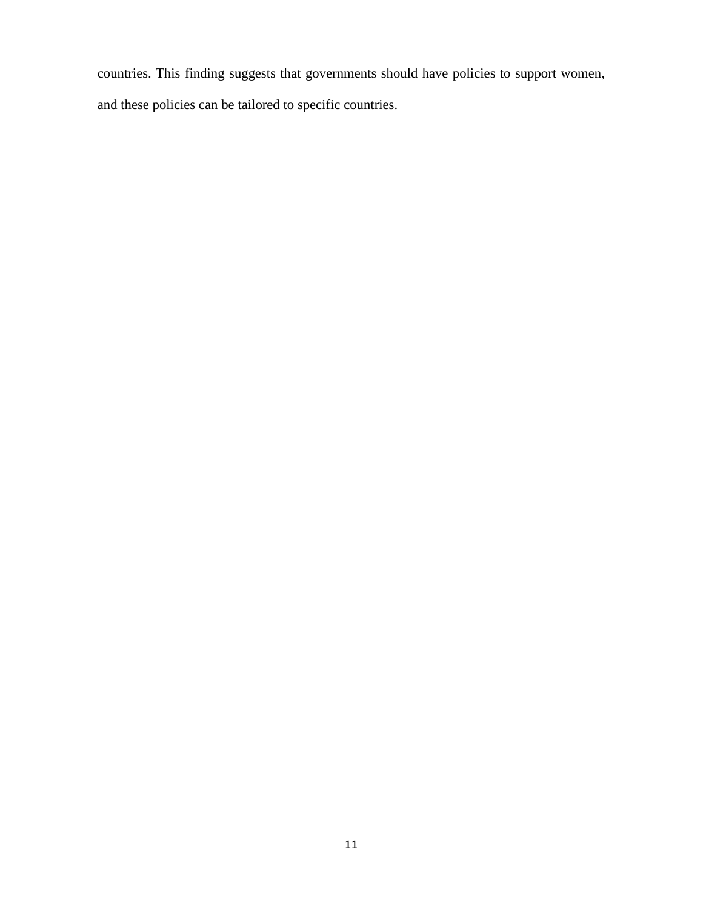countries. This finding suggests that governments should have policies to support women, and these policies can be tailored to specific countries.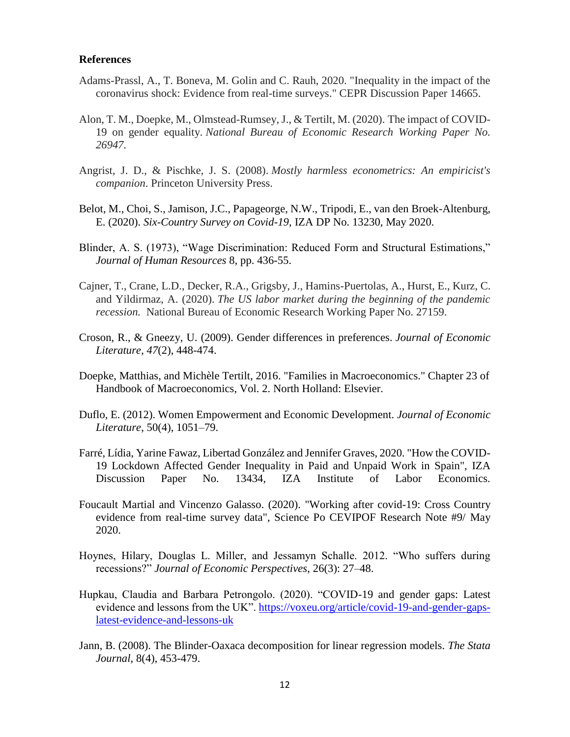## References

Adams-Prassl, A., T. Boneva, M. Golin and C. Rauh, 2020. "Inequality in the impact of the coronavirus shock: Evidence from real-time surveys." CEPR Discussion Paper 14665.

Alon, T. M., Doepke, M., Olmstead-Rumsey, J., & Tertilt, M. (2020). The impact of COVID-19 on gender equality. *National Bureau of Economic Research Working Paper No. 26947*.

Angrist, J. D., & Pischke, J. S. (2008). *Mostly harmless econometrics: An empiricist's companion*. Princeton University Press.

Belot, M., Choi, S., Jamison, J.C., Papageorge, N.W., Tripodi, E., van den Broek-Altenburg, E. (2020). *Six-Country Survey on Covid-19*, IZA DP No. 13230, May 2020.

Blinder, A. S. (1973), "Wage Discrimination: Reduced Form and Structural Estimations," *Journal of Human Resources* 8, pp. 436-55.

Cajner, T., Crane, L.D., Decker, R.A., Grigsby, J., Hamins-Puertolas, A., Hurst, E., Kurz, C. and Yildirmaz, A. (2020). *The US labor market during the beginning of the pandemic recession.* National Bureau of Economic Research Working Paper No. 27159.

Croson, R., & Gneezy, U. (2009). Gender differences in preferences. *Journal of Economic Literature*, *47*(2), 448-474.

Doepke, Matthias, and Michèle Tertilt, 2016. "Families in Macroeconomics." Chapter 23 of Handbook of Macroeconomics, Vol. 2. North Holland: Elsevier.

Duflo, E. (2012). Women Empowerment and Economic Development. *Journal of Economic Literature*, 50(4), 1051–79.

Farré, Lídia, Yarine Fawaz, Libertad González and Jennifer Graves, 2020. "How the COVID-19 Lockdown Affected Gender Inequality in Paid and Unpaid Work in Spain", IZA Discussion Paper No. 13434, IZA Institute of Labor Economics.

Foucault Martial and Vincenzo Galasso. (2020). "Working after covid-19: Cross Country evidence from real-time survey data", Science Po CEVIPOF Research Note #9/ May 2020.

Hoynes, Hilary, Douglas L. Miller, and Jessamyn Schalle. 2012. "Who suffers during recessions?" *Journal of Economic Perspectives*, 26(3): 27–48.

Hupkau, Claudia and Barbara Petrongolo. (2020). "COVID-19 and gender gaps: Latest evidence and lessons from the UK". https://voxeu.org/article/covid-19-and-gender-gaps-latest-evidence-and-lessons-uk

Jann, B. (2008). The Blinder-Oaxaca decomposition for linear regression models. *The Stata Journal*, 8(4), 453-479.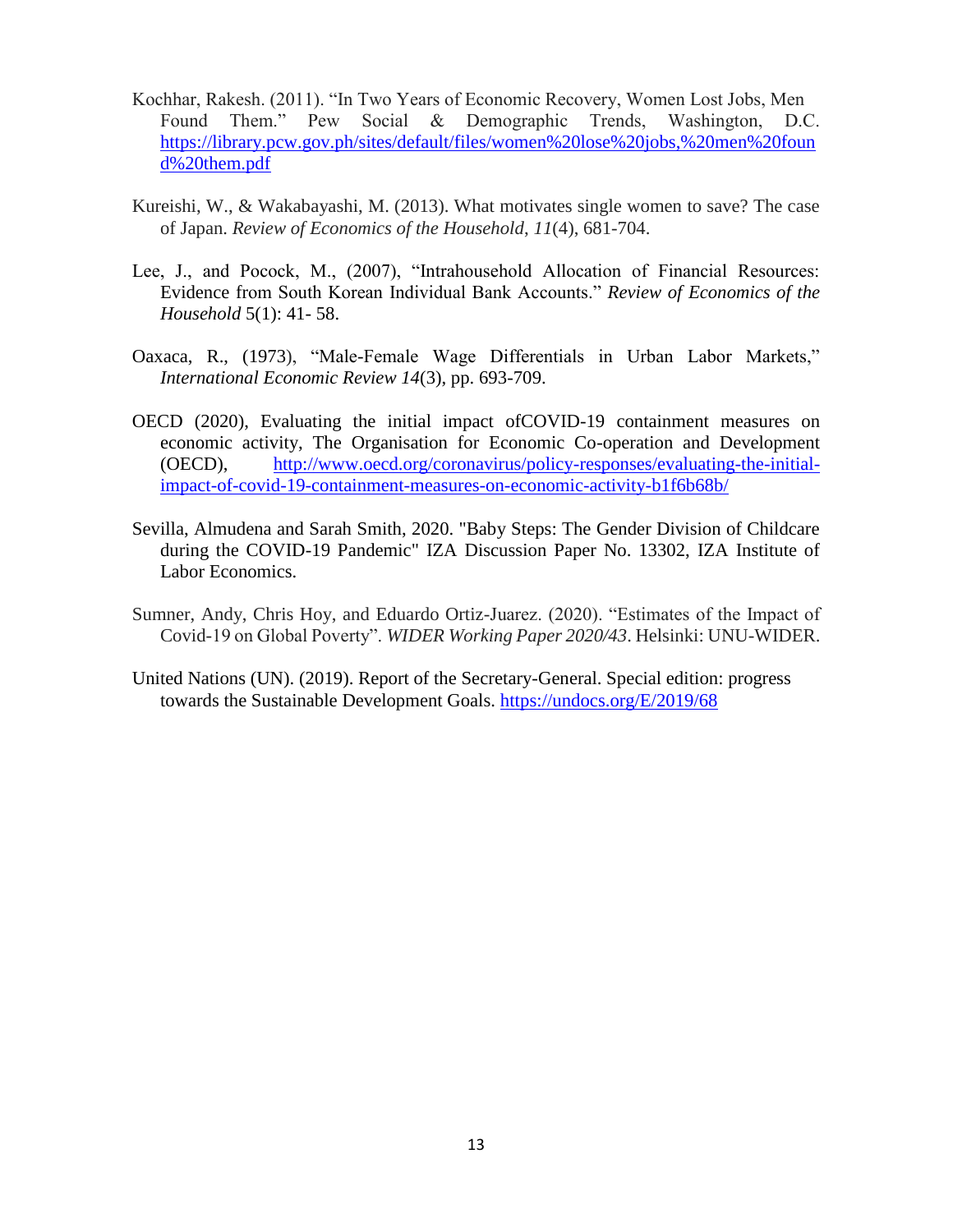Kochhar, Rakesh. (2011). “In Two Years of Economic Recovery, Women Lost Jobs, Men Found Them.” Pew Social & Demographic Trends, Washington, D.C. https://library.pcw.gov.ph/sites/default/files/women%20lose%20jobs,%20men%20found%20them.pdf

Kureishi, W., & Wakabayashi, M. (2013). What motivates single women to save? The case of Japan. *Review of Economics of the Household*, *11*(4), 681-704.

Lee, J., and Pocock, M., (2007), “Intrahousehold Allocation of Financial Resources: Evidence from South Korean Individual Bank Accounts.” *Review of Economics of the Household* 5(1): 41- 58.

Oaxaca, R., (1973), “Male-Female Wage Differentials in Urban Labor Markets,” *International Economic Review 14*(3), pp. 693-709.

OECD (2020), Evaluating the initial impact ofCOVID-19 containment measures on economic activity, The Organisation for Economic Co-operation and Development (OECD), http://www.oecd.org/coronavirus/policy-responses/evaluating-the-initial-impact-of-covid-19-containment-measures-on-economic-activity-b1f6b68b/

Sevilla, Almudena and Sarah Smith, 2020. "Baby Steps: The Gender Division of Childcare during the COVID-19 Pandemic" IZA Discussion Paper No. 13302, IZA Institute of Labor Economics.

Sumner, Andy, Chris Hoy, and Eduardo Ortiz-Juarez. (2020). “Estimates of the Impact of Covid-19 on Global Poverty”. *WIDER Working Paper 2020/43*. Helsinki: UNU-WIDER.

United Nations (UN). (2019). Report of the Secretary-General. Special edition: progress towards the Sustainable Development Goals. https://undocs.org/E/2019/68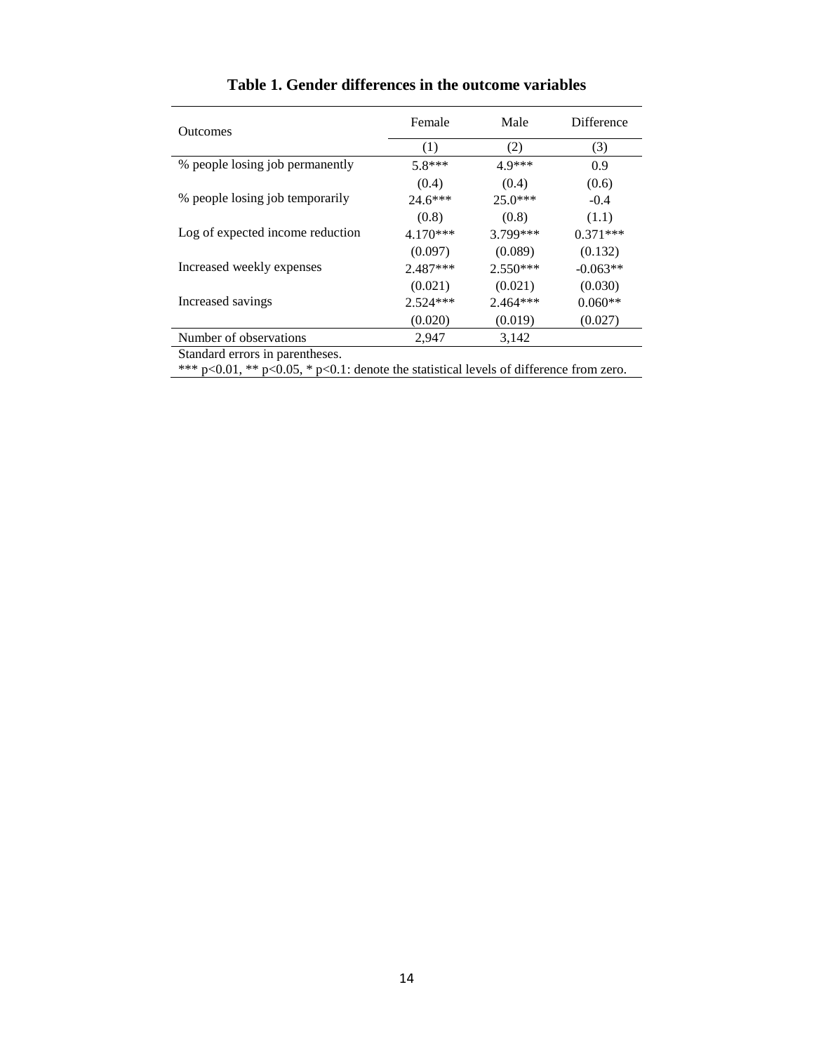**Table 1. Gender differences in the outcome variables**

| Outcomes | Female | Male | Difference |
|---|---|---|---|
| | (1) | (2) | (3) |
| % people losing job permanently | 5.8*** | 4.9*** | 0.9 |
| | (0.4) | (0.4) | (0.6) |
| % people losing job temporarily | 24.6*** | 25.0*** | -0.4 |
| | (0.8) | (0.8) | (1.1) |
| Log of expected income reduction | 4.170*** | 3.799*** | 0.371*** |
| | (0.097) | (0.089) | (0.132) |
| Increased weekly expenses | 2.487*** | 2.550*** | -0.063** |
| | (0.021) | (0.021) | (0.030) |
| Increased savings | 2.524*** | 2.464*** | 0.060** |
| | (0.020) | (0.019) | (0.027) |
| Number of observations | 2,947 | 3,142 | |

Standard errors in parentheses.
*** $p<0.01$, ** $p<0.05$, * $p<0.1$: denote the statistical levels of difference from zero.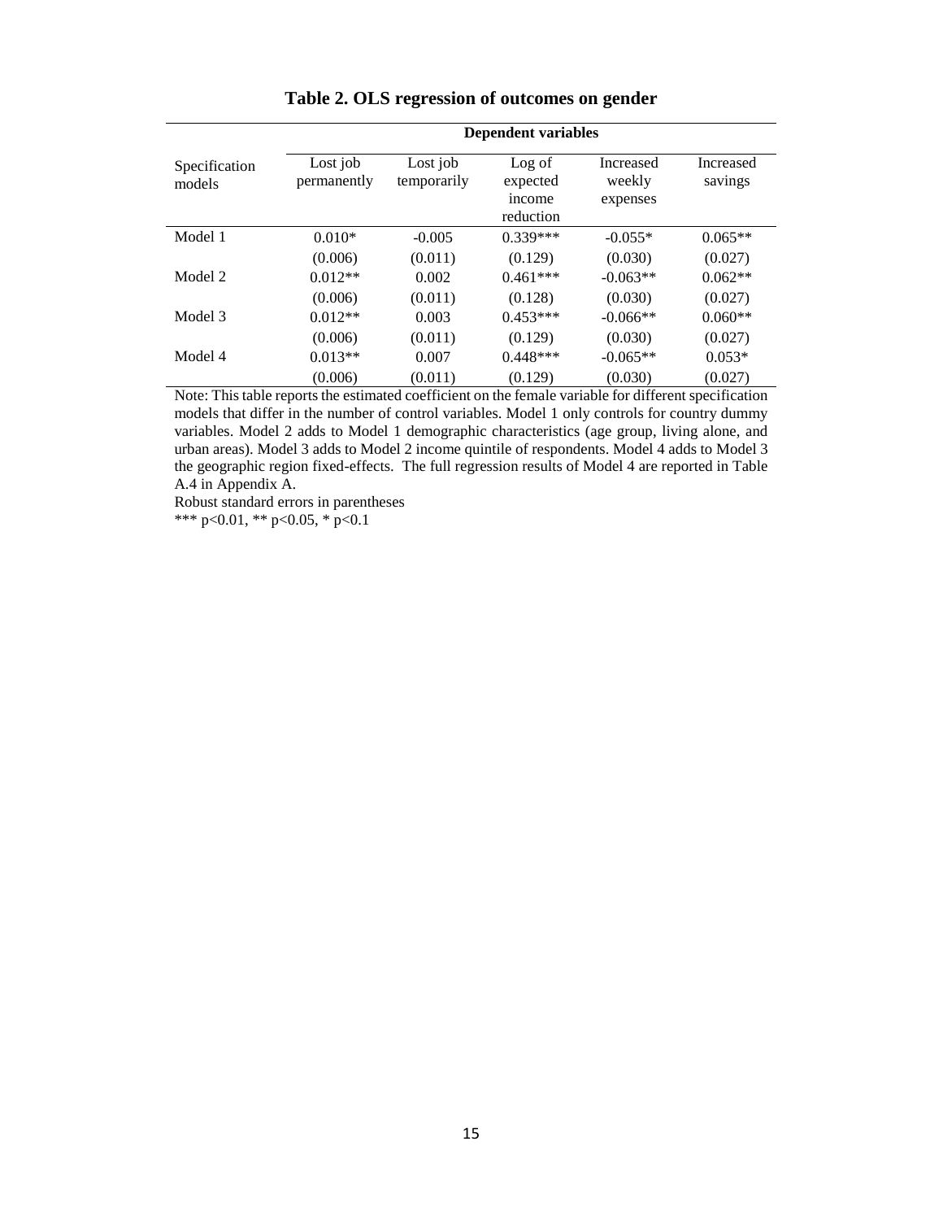**Table 2. OLS regression of outcomes on gender**

| | Dependent variables | | | | |
|---|---|---|---|---|---|
| Specification models | Lost job permanently | Lost job temporarily | Log of expected income reduction | Increased weekly expenses | Increased savings |
| Model 1 | 0.010* | -0.005 | 0.339*** | -0.055* | 0.065** |
| | (0.006) | (0.011) | (0.129) | (0.030) | (0.027) |
| Model 2 | 0.012** | 0.002 | 0.461*** | -0.063** | 0.062** |
| | (0.006) | (0.011) | (0.128) | (0.030) | (0.027) |
| Model 3 | 0.012** | 0.003 | 0.453*** | -0.066** | 0.060** |
| | (0.006) | (0.011) | (0.129) | (0.030) | (0.027) |
| Model 4 | 0.013** | 0.007 | 0.448*** | -0.065** | 0.053* |
| | (0.006) | (0.011) | (0.129) | (0.030) | (0.027) |

Note: This table reports the estimated coefficient on the female variable for different specification models that differ in the number of control variables. Model 1 only controls for country dummy variables. Model 2 adds to Model 1 demographic characteristics (age group, living alone, and urban areas). Model 3 adds to Model 2 income quintile of respondents. Model 4 adds to Model 3 the geographic region fixed-effects. The full regression results of Model 4 are reported in Table A.4 in Appendix A.

Robust standard errors in parentheses

*** p<0.01, ** p<0.05, * p<0.1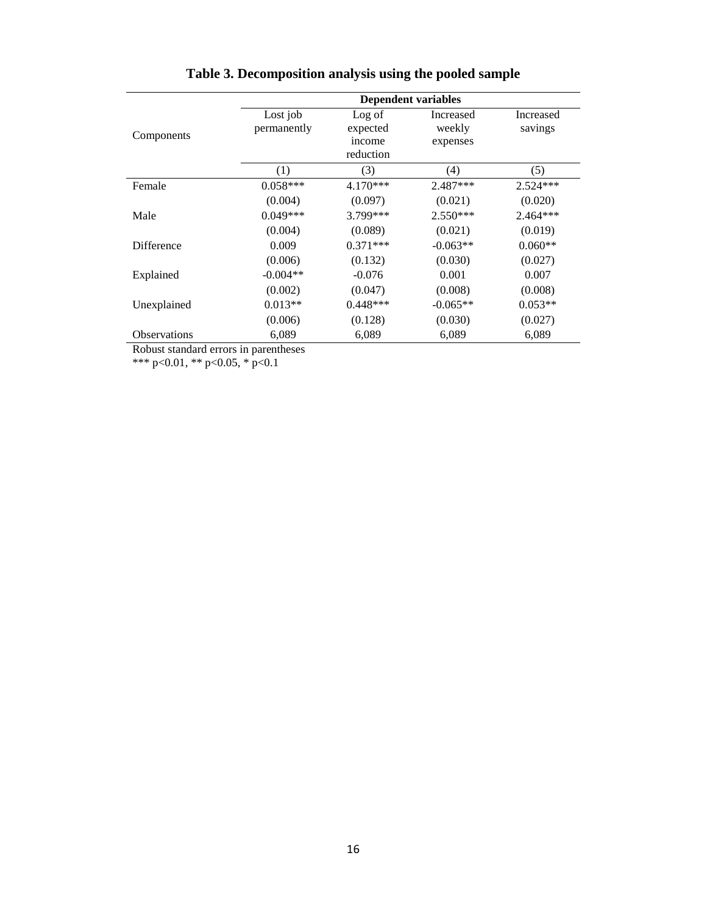# Table 3. Decomposition analysis using the pooled sample

| Components | Dependent variables | | | |
|---|---|---|---|---|
| | Lost job permanently | Log of expected income reduction | Increased weekly expenses | Increased savings |
| | (1) | (3) | (4) | (5) |
| Female | 0.058*** | 4.170*** | 2.487*** | 2.524*** |
| | (0.004) | (0.097) | (0.021) | (0.020) |
| Male | 0.049*** | 3.799*** | 2.550*** | 2.464*** |
| | (0.004) | (0.089) | (0.021) | (0.019) |
| Difference | 0.009 | 0.371*** | -0.063** | 0.060** |
| | (0.006) | (0.132) | (0.030) | (0.027) |
| Explained | -0.004** | -0.076 | 0.001 | 0.007 |
| | (0.002) | (0.047) | (0.008) | (0.008) |
| Unexplained | 0.013** | 0.448*** | -0.065** | 0.053** |
| | (0.006) | (0.128) | (0.030) | (0.027) |
| Observations | 6,089 | 6,089 | 6,089 | 6,089 |

Robust standard errors in parentheses
*** p<0.01, ** p<0.05, * p<0.1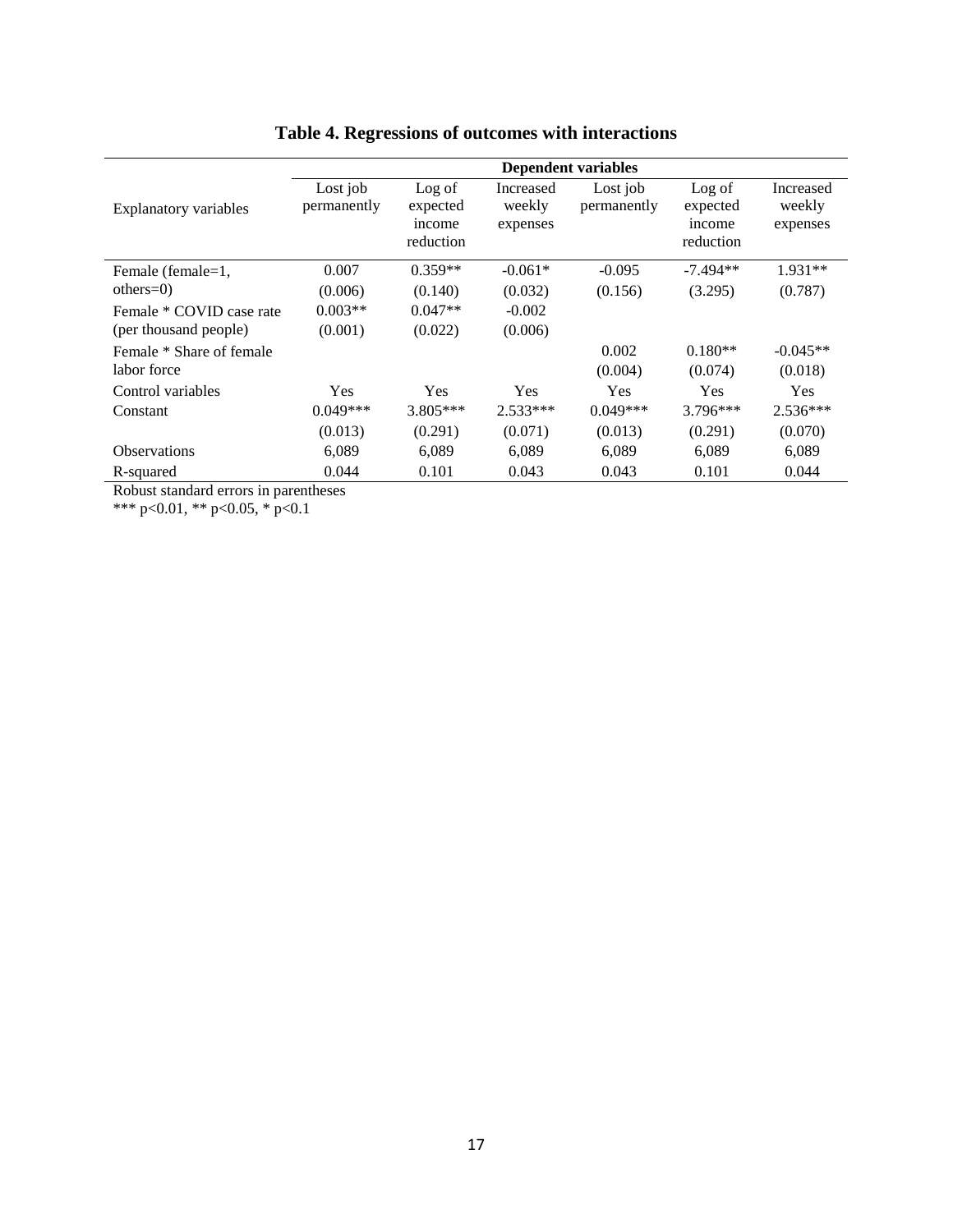# Table 4. Regressions of outcomes with interactions

| Explanatory variables | Dependent variables | | | | | |
|---|---|---|---|---|---|---|
| | Lost job permanently | Log of expected income reduction | Increased weekly expenses | Lost job permanently | Log of expected income reduction | Increased weekly expenses |
| Female (female=1, others=0) | 0.007 | 0.359** | -0.061* | -0.095 | -7.494** | 1.931** |
| | (0.006) | (0.140) | (0.032) | (0.156) | (3.295) | (0.787) |
| Female * COVID case rate (per thousand people) | 0.003** | 0.047** | -0.002 | | | |
| | (0.001) | (0.022) | (0.006) | | | |
| Female * Share of female labor force | | | | 0.002 | 0.180** | -0.045** |
| | | | | (0.004) | (0.074) | (0.018) |
| Control variables | Yes | Yes | Yes | Yes | Yes | Yes |
| Constant | 0.049*** | 3.805*** | 2.533*** | 0.049*** | 3.796*** | 2.536*** |
| | (0.013) | (0.291) | (0.071) | (0.013) | (0.291) | (0.070) |
| Observations | 6,089 | 6,089 | 6,089 | 6,089 | 6,089 | 6,089 |
| R-squared | 0.044 | 0.101 | 0.043 | 0.043 | 0.101 | 0.044 |

Robust standard errors in parentheses

*** $p<0.01$, ** $p<0.05$, * $p<0.1$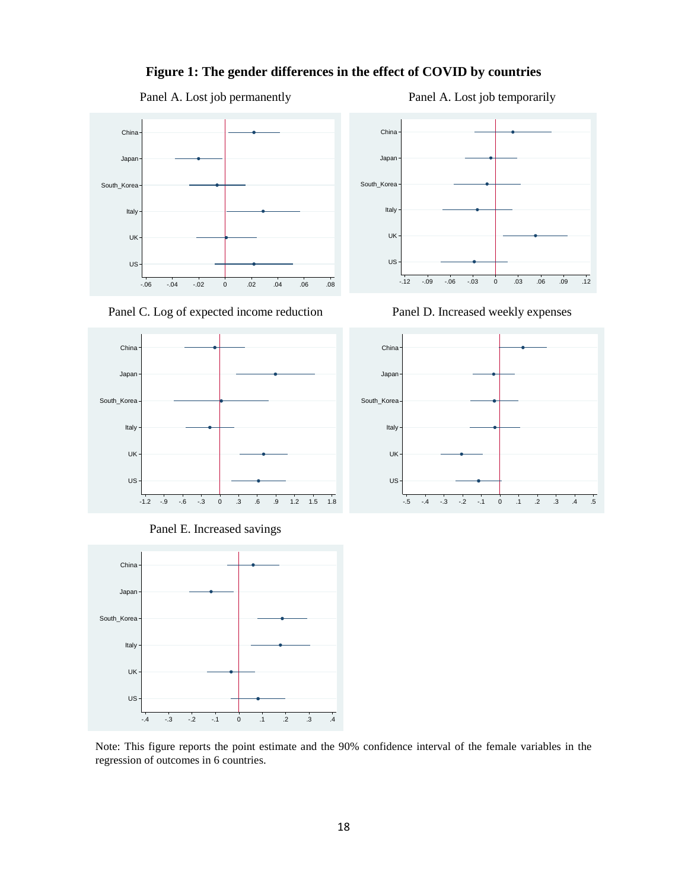**Figure 1: The gender differences in the effect of COVID by countries**

Panel A. Lost job permanently

China
Japan
South_Korea
Italy
UK
US

-.06 -.04 -.02 0 .02 .04 .06 .08

Panel A. Lost job temporarily

China
Japan
South_Korea
Italy
UK
US

-.12 -.09 -.06 -.03 0 .03 .06 .09 .12

Panel C. Log of expected income reduction

China
Japan
South_Korea
Italy
UK
US

-1.2 -.9 -.6 -.3 0 .3 .6 .9 1.2 1.5 1.8

Panel D. Increased weekly expenses

China
Japan
South_Korea
Italy
UK
US

-.5 -.4 -.3 -.2 -.1 0 .1 .2 .3 .4 .5

Panel E. Increased savings

China
Japan
South_Korea
Italy
UK
US

-.4 -.3 -.2 -.1 0 .1 .2 .3 .4

Note: This figure reports the point estimate and the 90% confidence interval of the female variables in the regression of outcomes in 6 countries.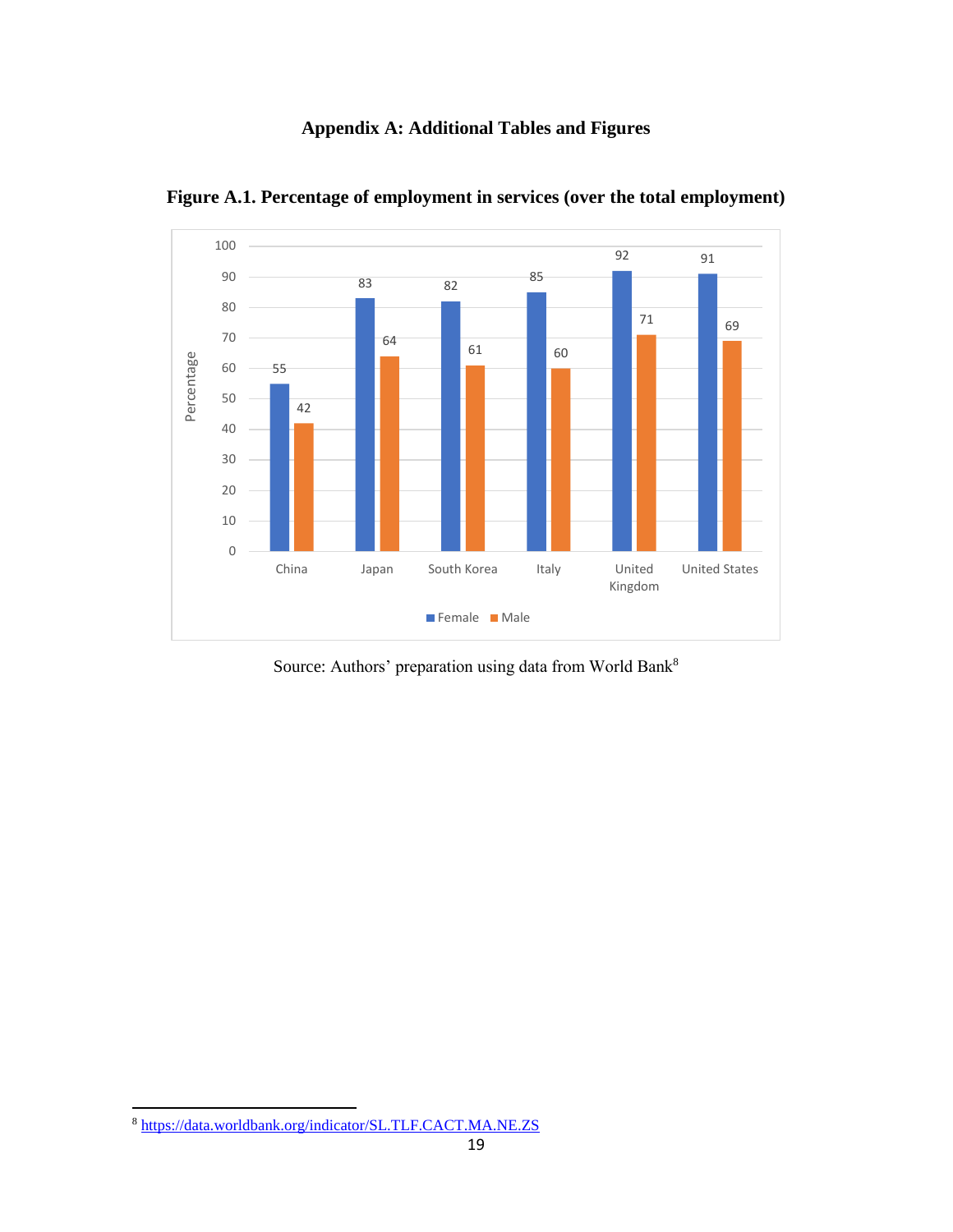# Appendix A: Additional Tables and Figures

**Figure A.1. Percentage of employment in services (over the total employment)**

100
90
80
70
60
50
40
30
20
10
0

Percentage

55
42
83
64
82
61
85
60
92
71
91
69

China
Japan
South Korea
Italy
United Kingdom
United States

Female
Male

Source: Authors' preparation using data from World Bank[8]

[8] https://data.worldbank.org/indicator/SL.TLF.CACT.MA.NE.ZS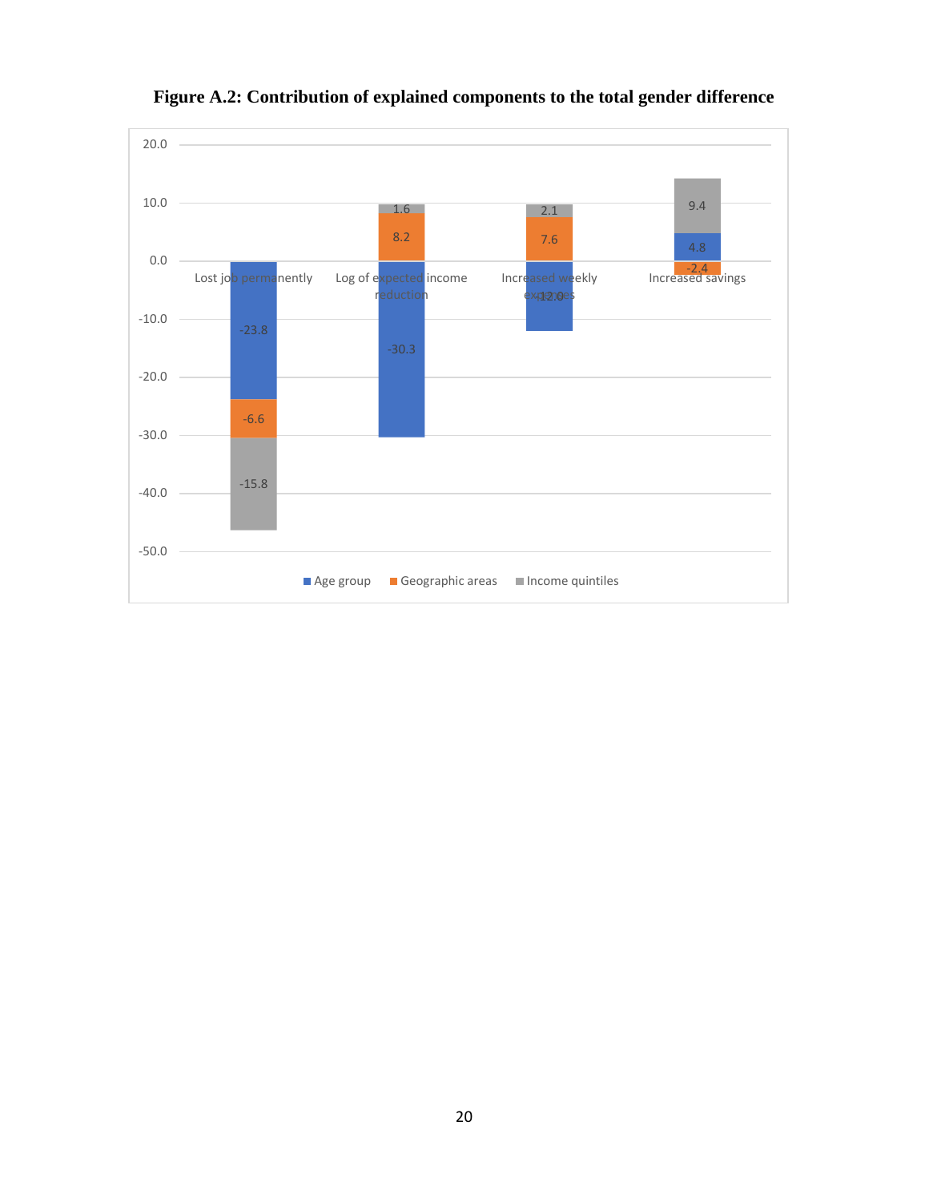**Figure A.2: Contribution of explained components to the total gender difference**

20.0
10.0
0.0
-10.0
-20.0
-30.0
-40.0
-50.0

Lost job permanently
-23.8
-6.6
-15.8

Log of expected income reduction
1.6
8.2
-30.3

Increased weekly expenses
2.1
7.6
-12.0

Increased savings
9.4
4.8
-2.4

Age group
Geographic areas
Income quintiles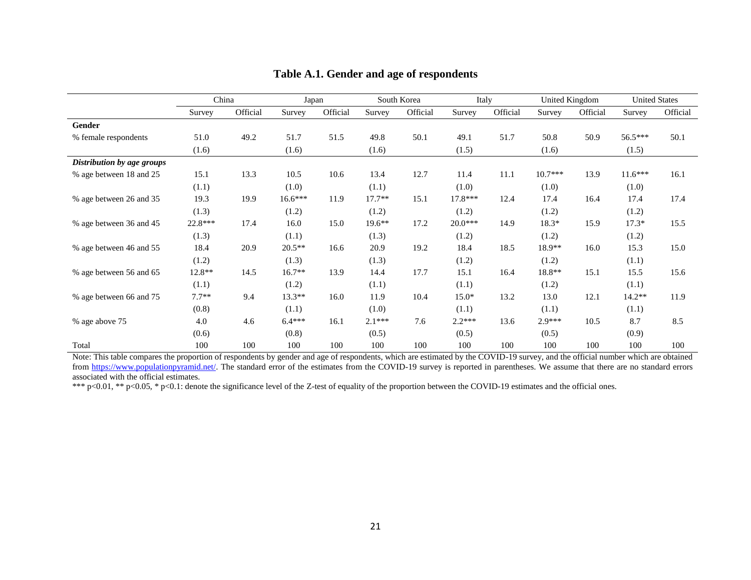# Table A.1. Gender and age of respondents

| | China | | Japan | | South Korea | | Italy | | United Kingdom | | United States | |
|---|---|---|---|---|---|---|---|---|---|---|---|---|
| | Survey | Official | Survey | Official | Survey | Official | Survey | Official | Survey | Official | Survey | Official |
| **Gender** | | | | | | | | | | | | |
| % female respondents | 51.0 | 49.2 | 51.7 | 51.5 | 49.8 | 50.1 | 49.1 | 51.7 | 50.8 | 50.9 | 56.5*** | 50.1 |
| | (1.6) | | (1.6) | | (1.6) | | (1.5) | | (1.6) | | (1.5) | |
| ***Distribution by age groups*** | | | | | | | | | | | | |
| % age between 18 and 25 | 15.1 | 13.3 | 10.5 | 10.6 | 13.4 | 12.7 | 11.4 | 11.1 | 10.7*** | 13.9 | 11.6*** | 16.1 |
| | (1.1) | | (1.0) | | (1.1) | | (1.0) | | (1.0) | | (1.0) | |
| % age between 26 and 35 | 19.3 | 19.9 | 16.6*** | 11.9 | 17.7** | 15.1 | 17.8*** | 12.4 | 17.4 | 16.4 | 17.4 | 17.4 |
| | (1.3) | | (1.2) | | (1.2) | | (1.2) | | (1.2) | | (1.2) | |
| % age between 36 and 45 | 22.8*** | 17.4 | 16.0 | 15.0 | 19.6** | 17.2 | 20.0*** | 14.9 | 18.3* | 15.9 | 17.3* | 15.5 |
| | (1.3) | | (1.1) | | (1.3) | | (1.2) | | (1.2) | | (1.2) | |
| % age between 46 and 55 | 18.4 | 20.9 | 20.5** | 16.6 | 20.9 | 19.2 | 18.4 | 18.5 | 18.9** | 16.0 | 15.3 | 15.0 |
| | (1.2) | | (1.3) | | (1.3) | | (1.2) | | (1.2) | | (1.1) | |
| % age between 56 and 65 | 12.8** | 14.5 | 16.7** | 13.9 | 14.4 | 17.7 | 15.1 | 16.4 | 18.8** | 15.1 | 15.5 | 15.6 |
| | (1.1) | | (1.2) | | (1.1) | | (1.1) | | (1.2) | | (1.1) | |
| % age between 66 and 75 | 7.7** | 9.4 | 13.3** | 16.0 | 11.9 | 10.4 | 15.0* | 13.2 | 13.0 | 12.1 | 14.2** | 11.9 |
| | (0.8) | | (1.1) | | (1.0) | | (1.1) | | (1.1) | | (1.1) | |
| % age above 75 | 4.0 | 4.6 | 6.4*** | 16.1 | 2.1*** | 7.6 | 2.2*** | 13.6 | 2.9*** | 10.5 | 8.7 | 8.5 |
| | (0.6) | | (0.8) | | (0.5) | | (0.5) | | (0.5) | | (0.9) | |
| Total | 100 | 100 | 100 | 100 | 100 | 100 | 100 | 100 | 100 | 100 | 100 | 100 |

Note: This table compares the proportion of respondents by gender and age of respondents, which are estimated by the COVID-19 survey, and the official number which are obtained from https://www.populationpyramid.net/. The standard error of the estimates from the COVID-19 survey is reported in parentheses. We assume that there are no standard errors associated with the official estimates.

*** $p<0.01$, ** $p<0.05$, * $p<0.1$: denote the significance level of the Z-test of equality of the proportion between the COVID-19 estimates and the official ones.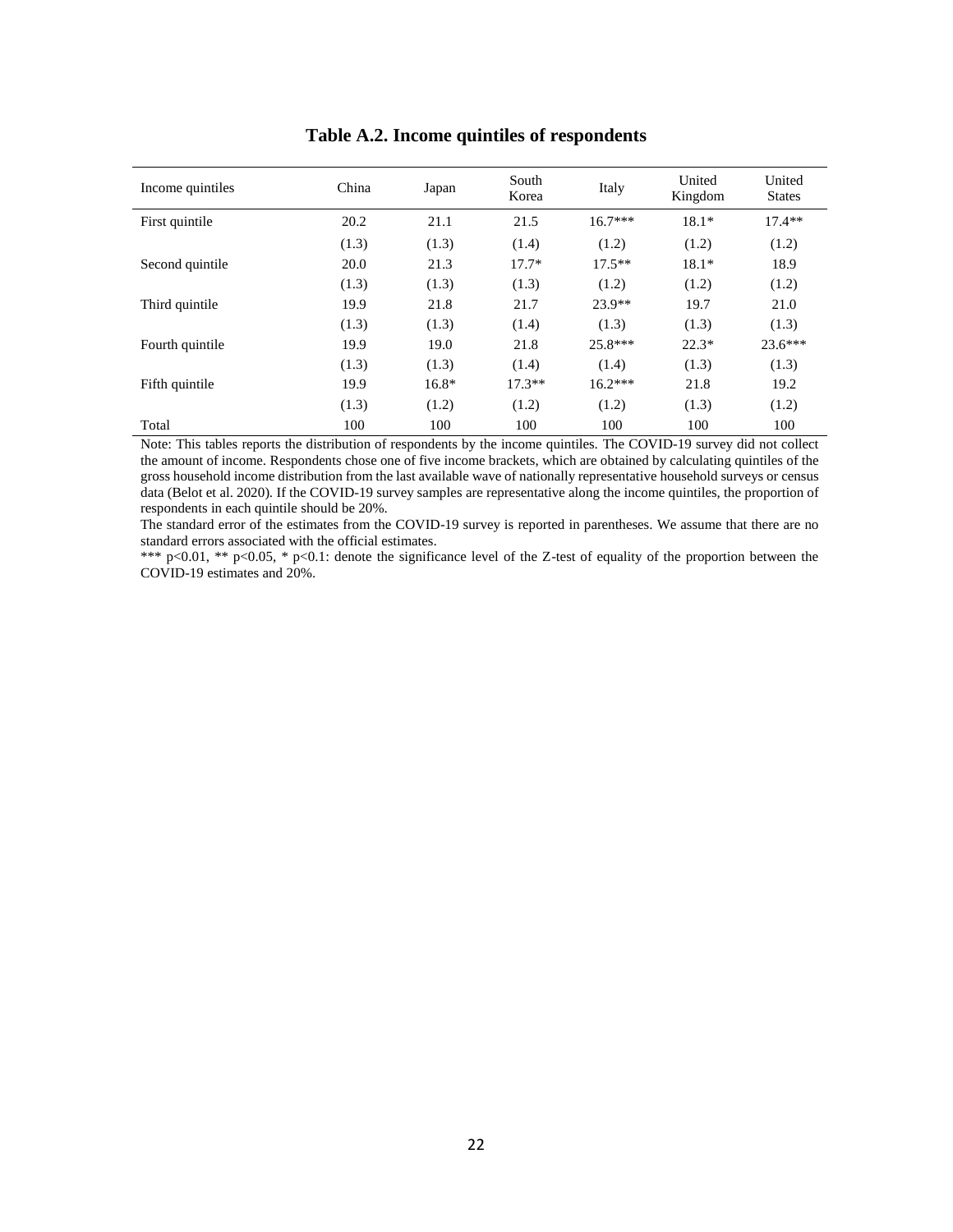### Table A.2. Income quintiles of respondents

| Income quintiles | China | Japan | South Korea | Italy | United Kingdom | United States |
|---|---|---|---|---|---|---|
| First quintile | 20.2 | 21.1 | 21.5 | 16.7*** | 18.1* | 17.4** |
| | (1.3) | (1.3) | (1.4) | (1.2) | (1.2) | (1.2) |
| Second quintile | 20.0 | 21.3 | 17.7* | 17.5** | 18.1* | 18.9 |
| | (1.3) | (1.3) | (1.3) | (1.2) | (1.2) | (1.2) |
| Third quintile | 19.9 | 21.8 | 21.7 | 23.9** | 19.7 | 21.0 |
| | (1.3) | (1.3) | (1.4) | (1.3) | (1.3) | (1.3) |
| Fourth quintile | 19.9 | 19.0 | 21.8 | 25.8*** | 22.3* | 23.6*** |
| | (1.3) | (1.3) | (1.4) | (1.4) | (1.3) | (1.3) |
| Fifth quintile | 19.9 | 16.8* | 17.3** | 16.2*** | 21.8 | 19.2 |
| | (1.3) | (1.2) | (1.2) | (1.2) | (1.3) | (1.2) |
| Total | 100 | 100 | 100 | 100 | 100 | 100 |

Note: This tables reports the distribution of respondents by the income quintiles. The COVID-19 survey did not collect the amount of income. Respondents chose one of five income brackets, which are obtained by calculating quintiles of the gross household income distribution from the last available wave of nationally representative household surveys or census data (Belot et al. 2020). If the COVID-19 survey samples are representative along the income quintiles, the proportion of respondents in each quintile should be 20%.

The standard error of the estimates from the COVID-19 survey is reported in parentheses. We assume that there are no standard errors associated with the official estimates.

*** $p<0.01$, ** $p<0.05$, * $p<0.1$: denote the significance level of the Z-test of equality of the proportion between the COVID-19 estimates and 20%.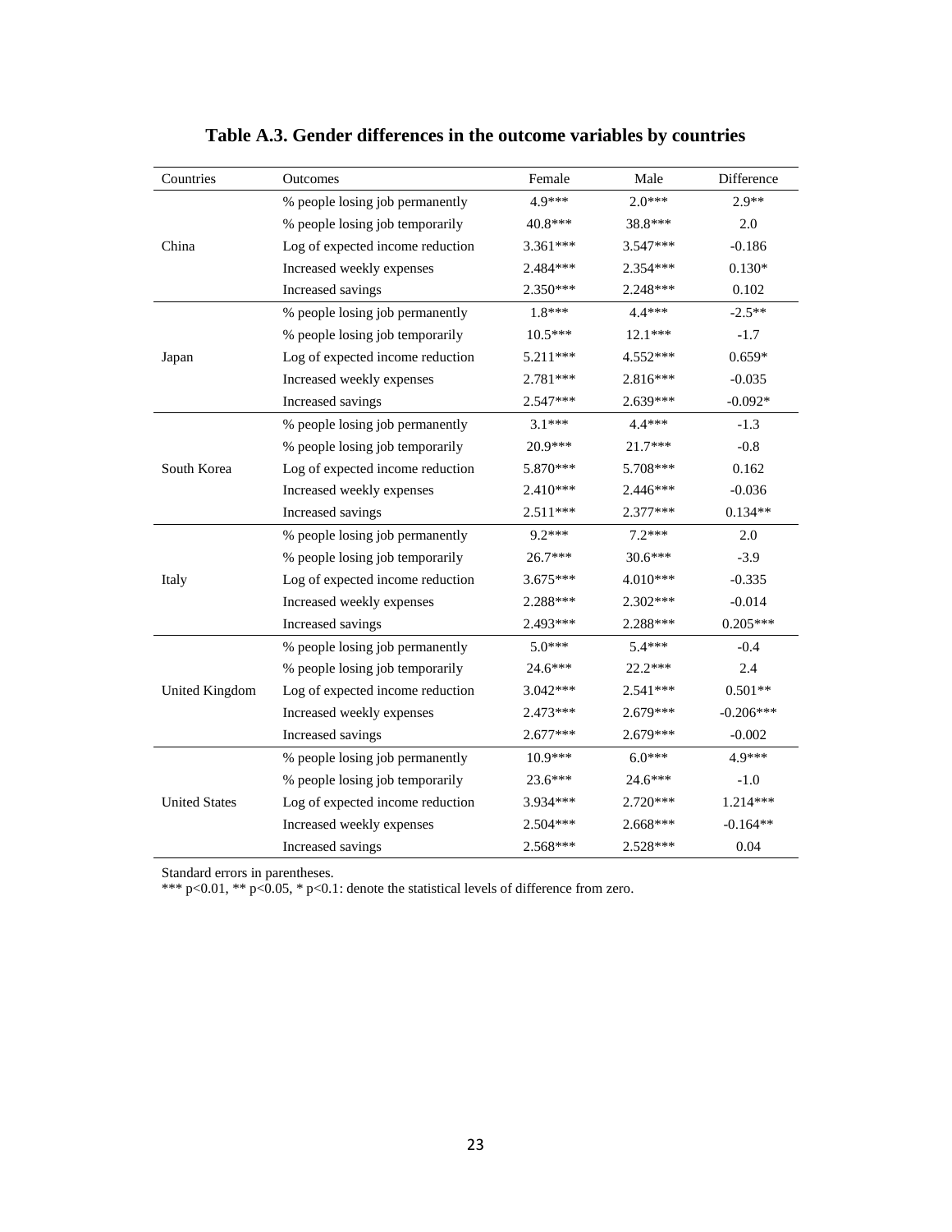**Table A.3. Gender differences in the outcome variables by countries**

| Countries | Outcomes | Female | Male | Difference |
| --- | --- | --- | --- | --- |
| China | % people losing job permanently | 4.9*** | 2.0*** | 2.9** |
| | % people losing job temporarily | 40.8*** | 38.8*** | 2.0 |
| | Log of expected income reduction | 3.361*** | 3.547*** | -0.186 |
| | Increased weekly expenses | 2.484*** | 2.354*** | 0.130* |
| | Increased savings | 2.350*** | 2.248*** | 0.102 |
| Japan | % people losing job permanently | 1.8*** | 4.4*** | -2.5** |
| | % people losing job temporarily | 10.5*** | 12.1*** | -1.7 |
| | Log of expected income reduction | 5.211*** | 4.552*** | 0.659* |
| | Increased weekly expenses | 2.781*** | 2.816*** | -0.035 |
| | Increased savings | 2.547*** | 2.639*** | -0.092* |
| South Korea | % people losing job permanently | 3.1*** | 4.4*** | -1.3 |
| | % people losing job temporarily | 20.9*** | 21.7*** | -0.8 |
| | Log of expected income reduction | 5.870*** | 5.708*** | 0.162 |
| | Increased weekly expenses | 2.410*** | 2.446*** | -0.036 |
| | Increased savings | 2.511*** | 2.377*** | 0.134** |
| Italy | % people losing job permanently | 9.2*** | 7.2*** | 2.0 |
| | % people losing job temporarily | 26.7*** | 30.6*** | -3.9 |
| | Log of expected income reduction | 3.675*** | 4.010*** | -0.335 |
| | Increased weekly expenses | 2.288*** | 2.302*** | -0.014 |
| | Increased savings | 2.493*** | 2.288*** | 0.205*** |
| United Kingdom | % people losing job permanently | 5.0*** | 5.4*** | -0.4 |
| | % people losing job temporarily | 24.6*** | 22.2*** | 2.4 |
| | Log of expected income reduction | 3.042*** | 2.541*** | 0.501** |
| | Increased weekly expenses | 2.473*** | 2.679*** | -0.206*** |
| | Increased savings | 2.677*** | 2.679*** | -0.002 |
| United States | % people losing job permanently | 10.9*** | 6.0*** | 4.9*** |
| | % people losing job temporarily | 23.6*** | 24.6*** | -1.0 |
| | Log of expected income reduction | 3.934*** | 2.720*** | 1.214*** |
| | Increased weekly expenses | 2.504*** | 2.668*** | -0.164** |
| | Increased savings | 2.568*** | 2.528*** | 0.04 |

Standard errors in parentheses.
*** $p<0.01$, ** $p<0.05$, * $p<0.1$: denote the statistical levels of difference from zero.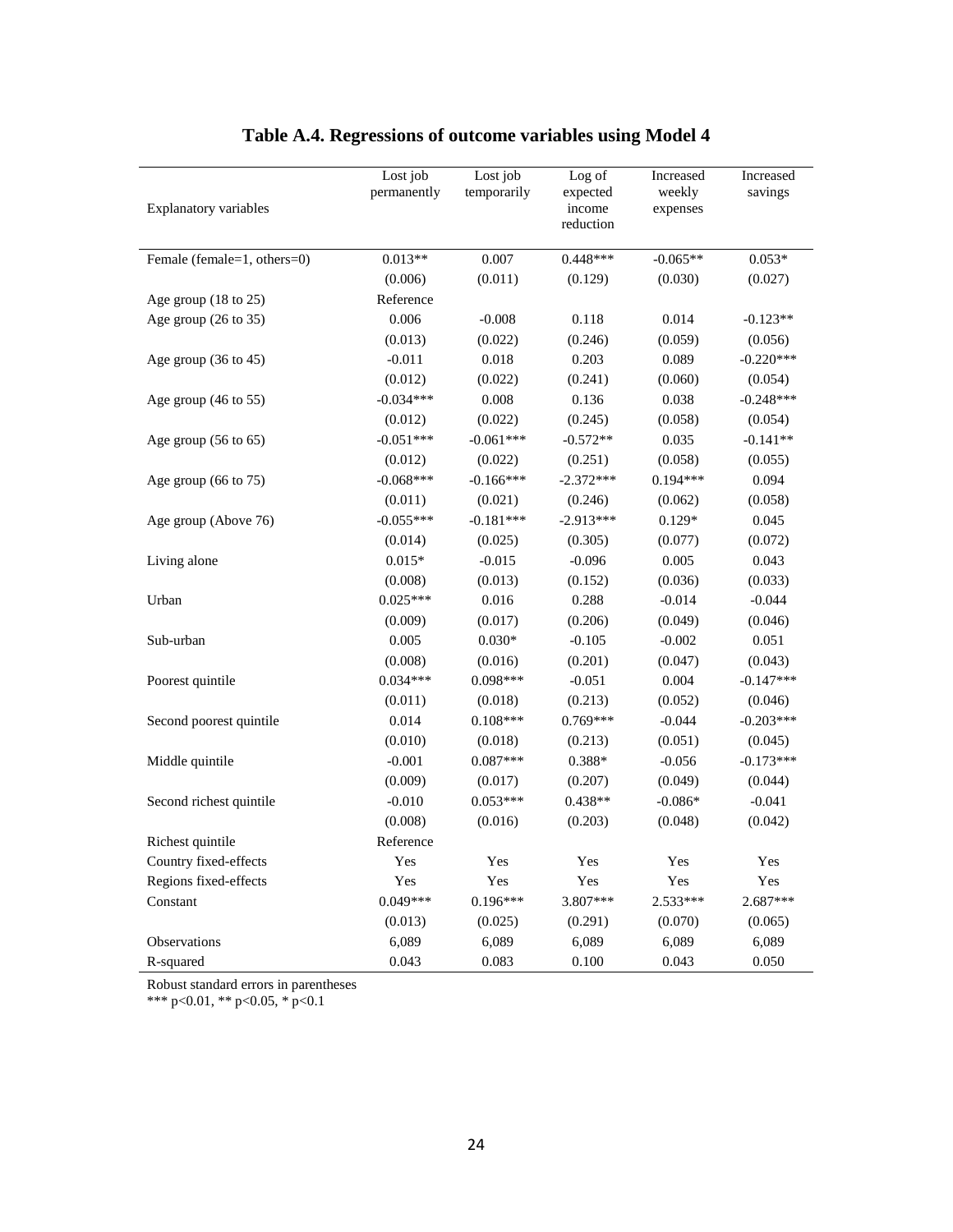# Table A.4. Regressions of outcome variables using Model 4

| Explanatory variables | Lost job permanently | Lost job temporarily | Log of expected income reduction | Increased weekly expenses | Increased savings |
|---|---|---|---|---|---|
| Female (female=1, others=0) | 0.013** | 0.007 | 0.448*** | -0.065** | 0.053* |
| | (0.006) | (0.011) | (0.129) | (0.030) | (0.027) |
| Age group (18 to 25) | Reference | | | | |
| Age group (26 to 35) | 0.006 | -0.008 | 0.118 | 0.014 | -0.123** |
| | (0.013) | (0.022) | (0.246) | (0.059) | (0.056) |
| Age group (36 to 45) | -0.011 | 0.018 | 0.203 | 0.089 | -0.220*** |
| | (0.012) | (0.022) | (0.241) | (0.060) | (0.054) |
| Age group (46 to 55) | -0.034*** | 0.008 | 0.136 | 0.038 | -0.248*** |
| | (0.012) | (0.022) | (0.245) | (0.058) | (0.054) |
| Age group (56 to 65) | -0.051*** | -0.061*** | -0.572** | 0.035 | -0.141** |
| | (0.012) | (0.022) | (0.251) | (0.058) | (0.055) |
| Age group (66 to 75) | -0.068*** | -0.166*** | -2.372*** | 0.194*** | 0.094 |
| | (0.011) | (0.021) | (0.246) | (0.062) | (0.058) |
| Age group (Above 76) | -0.055*** | -0.181*** | -2.913*** | 0.129* | 0.045 |
| | (0.014) | (0.025) | (0.305) | (0.077) | (0.072) |
| Living alone | 0.015* | -0.015 | -0.096 | 0.005 | 0.043 |
| | (0.008) | (0.013) | (0.152) | (0.036) | (0.033) |
| Urban | 0.025*** | 0.016 | 0.288 | -0.014 | -0.044 |
| | (0.009) | (0.017) | (0.206) | (0.049) | (0.046) |
| Sub-urban | 0.005 | 0.030* | -0.105 | -0.002 | 0.051 |
| | (0.008) | (0.016) | (0.201) | (0.047) | (0.043) |
| Poorest quintile | 0.034*** | 0.098*** | -0.051 | 0.004 | -0.147*** |
| | (0.011) | (0.018) | (0.213) | (0.052) | (0.046) |
| Second poorest quintile | 0.014 | 0.108*** | 0.769*** | -0.044 | -0.203*** |
| | (0.010) | (0.018) | (0.213) | (0.051) | (0.045) |
| Middle quintile | -0.001 | 0.087*** | 0.388* | -0.056 | -0.173*** |
| | (0.009) | (0.017) | (0.207) | (0.049) | (0.044) |
| Second richest quintile | -0.010 | 0.053*** | 0.438** | -0.086* | -0.041 |
| | (0.008) | (0.016) | (0.203) | (0.048) | (0.042) |
| Richest quintile | Reference | | | | |
| Country fixed-effects | Yes | Yes | Yes | Yes | Yes |
| Regions fixed-effects | Yes | Yes | Yes | Yes | Yes |
| Constant | 0.049*** | 0.196*** | 3.807*** | 2.533*** | 2.687*** |
| | (0.013) | (0.025) | (0.291) | (0.070) | (0.065) |
| Observations | 6,089 | 6,089 | 6,089 | 6,089 | 6,089 |
| R-squared | 0.043 | 0.083 | 0.100 | 0.043 | 0.050 |

Robust standard errors in parentheses
*** p<0.01, ** p<0.05, * p<0.1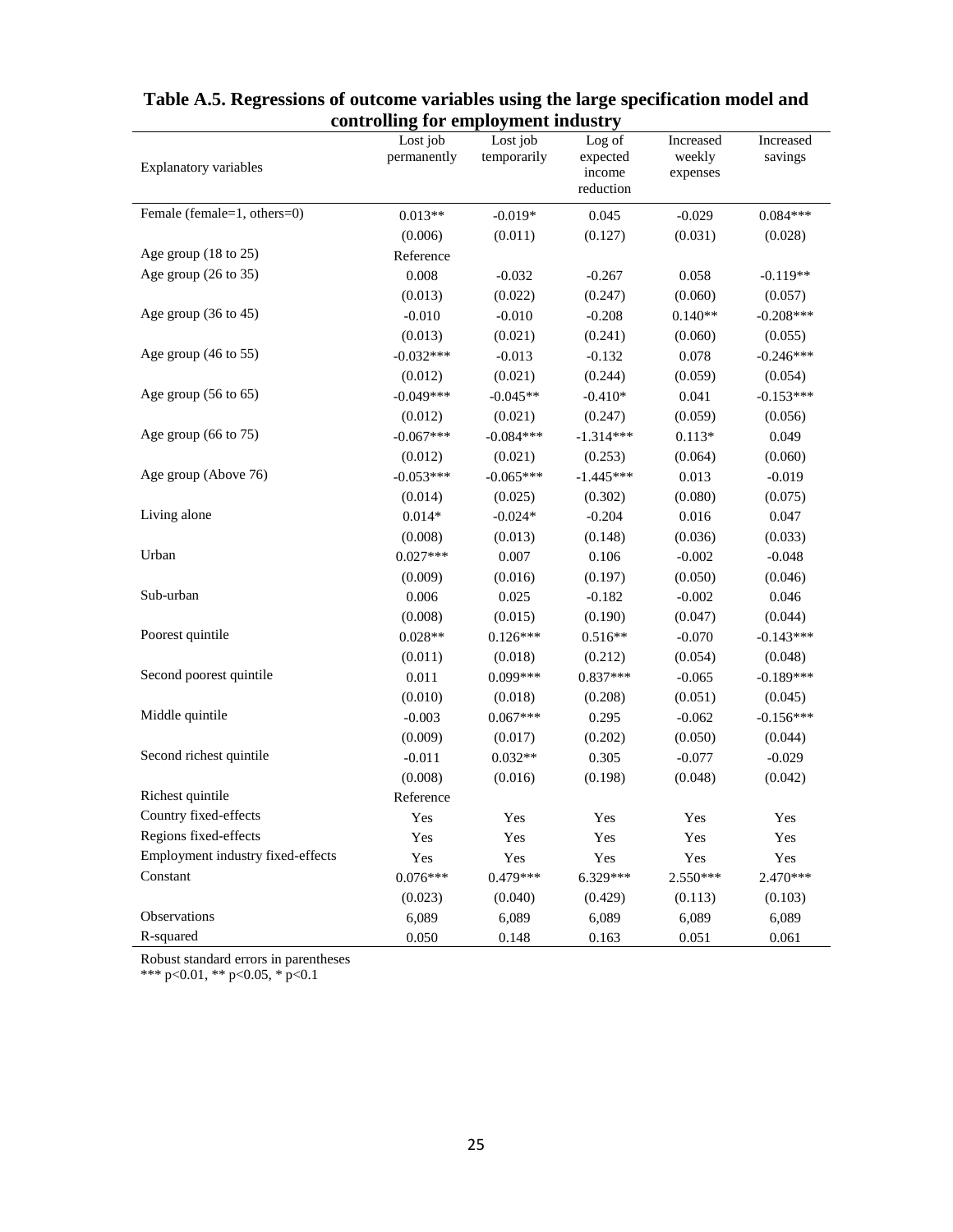**Table A.5. Regressions of outcome variables using the large specification model and controlling for employment industry**

| Explanatory variables | Lost job permanently | Lost job temporarily | Log of expected income reduction | Increased weekly expenses | Increased savings |
|---|---|---|---|---|---|
| Female (female=1, others=0) | 0.013** | -0.019* | 0.045 | -0.029 | 0.084*** |
| | (0.006) | (0.011) | (0.127) | (0.031) | (0.028) |
| Age group (18 to 25) | Reference | | | | |
| Age group (26 to 35) | 0.008 | -0.032 | -0.267 | 0.058 | -0.119** |
| | (0.013) | (0.022) | (0.247) | (0.060) | (0.057) |
| Age group (36 to 45) | -0.010 | -0.010 | -0.208 | 0.140** | -0.208*** |
| | (0.013) | (0.021) | (0.241) | (0.060) | (0.055) |
| Age group (46 to 55) | -0.032*** | -0.013 | -0.132 | 0.078 | -0.246*** |
| | (0.012) | (0.021) | (0.244) | (0.059) | (0.054) |
| Age group (56 to 65) | -0.049*** | -0.045** | -0.410* | 0.041 | -0.153*** |
| | (0.012) | (0.021) | (0.247) | (0.059) | (0.056) |
| Age group (66 to 75) | -0.067*** | -0.084*** | -1.314*** | 0.113* | 0.049 |
| | (0.012) | (0.021) | (0.253) | (0.064) | (0.060) |
| Age group (Above 76) | -0.053*** | -0.065*** | -1.445*** | 0.013 | -0.019 |
| | (0.014) | (0.025) | (0.302) | (0.080) | (0.075) |
| Living alone | 0.014* | -0.024* | -0.204 | 0.016 | 0.047 |
| | (0.008) | (0.013) | (0.148) | (0.036) | (0.033) |
| Urban | 0.027*** | 0.007 | 0.106 | -0.002 | -0.048 |
| | (0.009) | (0.016) | (0.197) | (0.050) | (0.046) |
| Sub-urban | 0.006 | 0.025 | -0.182 | -0.002 | 0.046 |
| | (0.008) | (0.015) | (0.190) | (0.047) | (0.044) |
| Poorest quintile | 0.028** | 0.126*** | 0.516** | -0.070 | -0.143*** |
| | (0.011) | (0.018) | (0.212) | (0.054) | (0.048) |
| Second poorest quintile | 0.011 | 0.099*** | 0.837*** | -0.065 | -0.189*** |
| | (0.010) | (0.018) | (0.208) | (0.051) | (0.045) |
| Middle quintile | -0.003 | 0.067*** | 0.295 | -0.062 | -0.156*** |
| | (0.009) | (0.017) | (0.202) | (0.050) | (0.044) |
| Second richest quintile | -0.011 | 0.032** | 0.305 | -0.077 | -0.029 |
| | (0.008) | (0.016) | (0.198) | (0.048) | (0.042) |
| Richest quintile | Reference | | | | |
| Country fixed-effects | Yes | Yes | Yes | Yes | Yes |
| Regions fixed-effects | Yes | Yes | Yes | Yes | Yes |
| Employment industry fixed-effects | Yes | Yes | Yes | Yes | Yes |
| Constant | 0.076*** | 0.479*** | 6.329*** | 2.550*** | 2.470*** |
| | (0.023) | (0.040) | (0.429) | (0.113) | (0.103) |
| Observations | 6,089 | 6,089 | 6,089 | 6,089 | 6,089 |
| R-squared | 0.050 | 0.148 | 0.163 | 0.051 | 0.061 |

Robust standard errors in parentheses
*** p<0.01, ** p<0.05, * p<0.1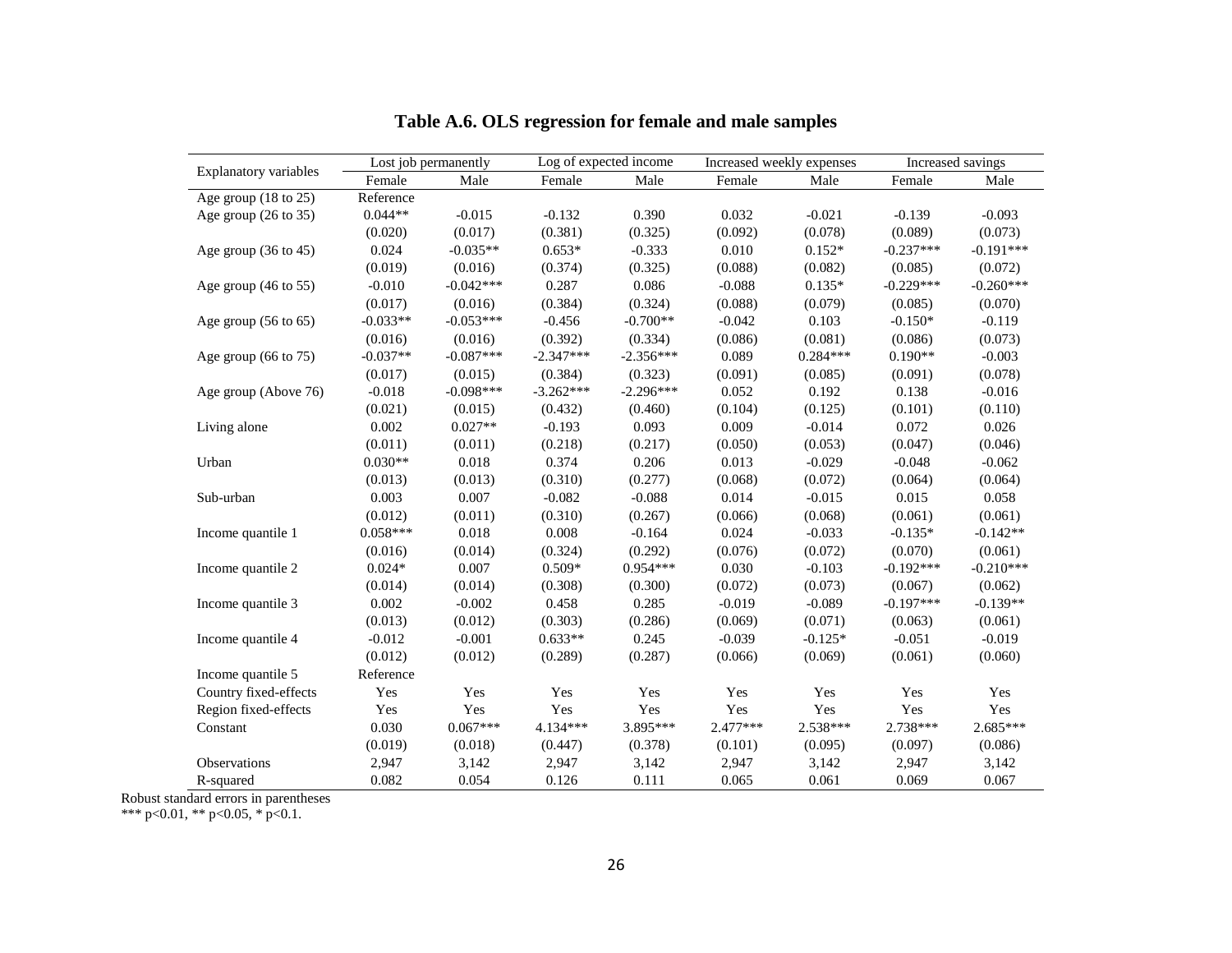# Table A.6. OLS regression for female and male samples

| Explanatory variables | Lost job permanently | | Log of expected income | | Increased weekly expenses | | Increased savings | |
|---|---|---|---|---|---|---|---|---|
| | Female | Male | Female | Male | Female | Male | Female | Male |
| Age group (18 to 25) | Reference | | | | | | | |
| Age group (26 to 35) | 0.044** | -0.015 | -0.132 | 0.390 | 0.032 | -0.021 | -0.139 | -0.093 |
| | (0.020) | (0.017) | (0.381) | (0.325) | (0.092) | (0.078) | (0.089) | (0.073) |
| Age group (36 to 45) | 0.024 | -0.035** | 0.653* | -0.333 | 0.010 | 0.152* | -0.237*** | -0.191*** |
| | (0.019) | (0.016) | (0.374) | (0.325) | (0.088) | (0.082) | (0.085) | (0.072) |
| Age group (46 to 55) | -0.010 | -0.042*** | 0.287 | 0.086 | -0.088 | 0.135* | -0.229*** | -0.260*** |
| | (0.017) | (0.016) | (0.384) | (0.324) | (0.088) | (0.079) | (0.085) | (0.070) |
| Age group (56 to 65) | -0.033** | -0.053*** | -0.456 | -0.700** | -0.042 | 0.103 | -0.150* | -0.119 |
| | (0.016) | (0.016) | (0.392) | (0.334) | (0.086) | (0.081) | (0.086) | (0.073) |
| Age group (66 to 75) | -0.037** | -0.087*** | -2.347*** | -2.356*** | 0.089 | 0.284*** | 0.190** | -0.003 |
| | (0.017) | (0.015) | (0.384) | (0.323) | (0.091) | (0.085) | (0.091) | (0.078) |
| Age group (Above 76) | -0.018 | -0.098*** | -3.262*** | -2.296*** | 0.052 | 0.192 | 0.138 | -0.016 |
| | (0.021) | (0.015) | (0.432) | (0.460) | (0.104) | (0.125) | (0.101) | (0.110) |
| Living alone | 0.002 | 0.027** | -0.193 | 0.093 | 0.009 | -0.014 | 0.072 | 0.026 |
| | (0.011) | (0.011) | (0.218) | (0.217) | (0.050) | (0.053) | (0.047) | (0.046) |
| Urban | 0.030** | 0.018 | 0.374 | 0.206 | 0.013 | -0.029 | -0.048 | -0.062 |
| | (0.013) | (0.013) | (0.310) | (0.277) | (0.068) | (0.072) | (0.064) | (0.064) |
| Sub-urban | 0.003 | 0.007 | -0.082 | -0.088 | 0.014 | -0.015 | 0.015 | 0.058 |
| | (0.012) | (0.011) | (0.310) | (0.267) | (0.066) | (0.068) | (0.061) | (0.061) |
| Income quantile 1 | 0.058*** | 0.018 | 0.008 | -0.164 | 0.024 | -0.033 | -0.135* | -0.142** |
| | (0.016) | (0.014) | (0.324) | (0.292) | (0.076) | (0.072) | (0.070) | (0.061) |
| Income quantile 2 | 0.024* | 0.007 | 0.509* | 0.954*** | 0.030 | -0.103 | -0.192*** | -0.210*** |
| | (0.014) | (0.014) | (0.308) | (0.300) | (0.072) | (0.073) | (0.067) | (0.062) |
| Income quantile 3 | 0.002 | -0.002 | 0.458 | 0.285 | -0.019 | -0.089 | -0.197*** | -0.139** |
| | (0.013) | (0.012) | (0.303) | (0.286) | (0.069) | (0.071) | (0.063) | (0.061) |
| Income quantile 4 | -0.012 | -0.001 | 0.633** | 0.245 | -0.039 | -0.125* | -0.051 | -0.019 |
| | (0.012) | (0.012) | (0.289) | (0.287) | (0.066) | (0.069) | (0.061) | (0.060) |
| Income quantile 5 | Reference | | | | | | | |
| Country fixed-effects | Yes | Yes | Yes | Yes | Yes | Yes | Yes | Yes |
| Region fixed-effects | Yes | Yes | Yes | Yes | Yes | Yes | Yes | Yes |
| Constant | 0.030 | 0.067*** | 4.134*** | 3.895*** | 2.477*** | 2.538*** | 2.738*** | 2.685*** |
| | (0.019) | (0.018) | (0.447) | (0.378) | (0.101) | (0.095) | (0.097) | (0.086) |
| Observations | 2,947 | 3,142 | 2,947 | 3,142 | 2,947 | 3,142 | 2,947 | 3,142 |
| R-squared | 0.082 | 0.054 | 0.126 | 0.111 | 0.065 | 0.061 | 0.069 | 0.067 |

Robust standard errors in parentheses
*** p<0.01, ** p<0.05, * p<0.1.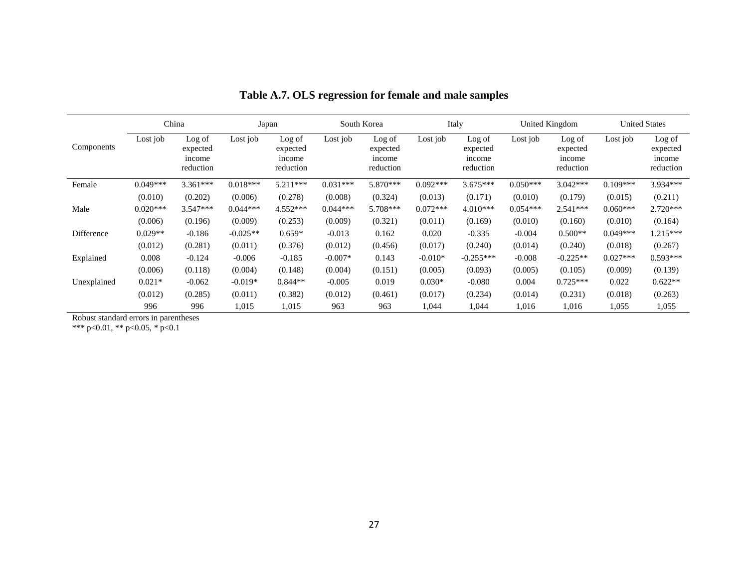## Table A.7. OLS regression for female and male samples

| | China | | Japan | | South Korea | | Italy | | United Kingdom | | United States | |
|---|---|---|---|---|---|---|---|---|---|---|---|---|
| Components | Lost job | Log of expected income reduction | Lost job | Log of expected income reduction | Lost job | Log of expected income reduction | Lost job | Log of expected income reduction | Lost job | Log of expected income reduction | Lost job | Log of expected income reduction |
| Female | 0.049*** | 3.361*** | 0.018*** | 5.211*** | 0.031*** | 5.870*** | 0.092*** | 3.675*** | 0.050*** | 3.042*** | 0.109*** | 3.934*** |
| | (0.010) | (0.202) | (0.006) | (0.278) | (0.008) | (0.324) | (0.013) | (0.171) | (0.010) | (0.179) | (0.015) | (0.211) |
| Male | 0.020*** | 3.547*** | 0.044*** | 4.552*** | 0.044*** | 5.708*** | 0.072*** | 4.010*** | 0.054*** | 2.541*** | 0.060*** | 2.720*** |
| | (0.006) | (0.196) | (0.009) | (0.253) | (0.009) | (0.321) | (0.011) | (0.169) | (0.010) | (0.160) | (0.010) | (0.164) |
| Difference | 0.029** | -0.186 | -0.025** | 0.659* | -0.013 | 0.162 | 0.020 | -0.335 | -0.004 | 0.500** | 0.049*** | 1.215*** |
| | (0.012) | (0.281) | (0.011) | (0.376) | (0.012) | (0.456) | (0.017) | (0.240) | (0.014) | (0.240) | (0.018) | (0.267) |
| Explained | 0.008 | -0.124 | -0.006 | -0.185 | -0.007* | 0.143 | -0.010* | -0.255*** | -0.008 | -0.225** | 0.027*** | 0.593*** |
| | (0.006) | (0.118) | (0.004) | (0.148) | (0.004) | (0.151) | (0.005) | (0.093) | (0.005) | (0.105) | (0.009) | (0.139) |
| Unexplained | 0.021* | -0.062 | -0.019* | 0.844** | -0.005 | 0.019 | 0.030* | -0.080 | 0.004 | 0.725*** | 0.022 | 0.622** |
| | (0.012) | (0.285) | (0.011) | (0.382) | (0.012) | (0.461) | (0.017) | (0.234) | (0.014) | (0.231) | (0.018) | (0.263) |
| | 996 | 996 | 1,015 | 1,015 | 963 | 963 | 1,044 | 1,044 | 1,016 | 1,016 | 1,055 | 1,055 |

Robust standard errors in parentheses

*** p<0.01, ** p<0.05, * p<0.1